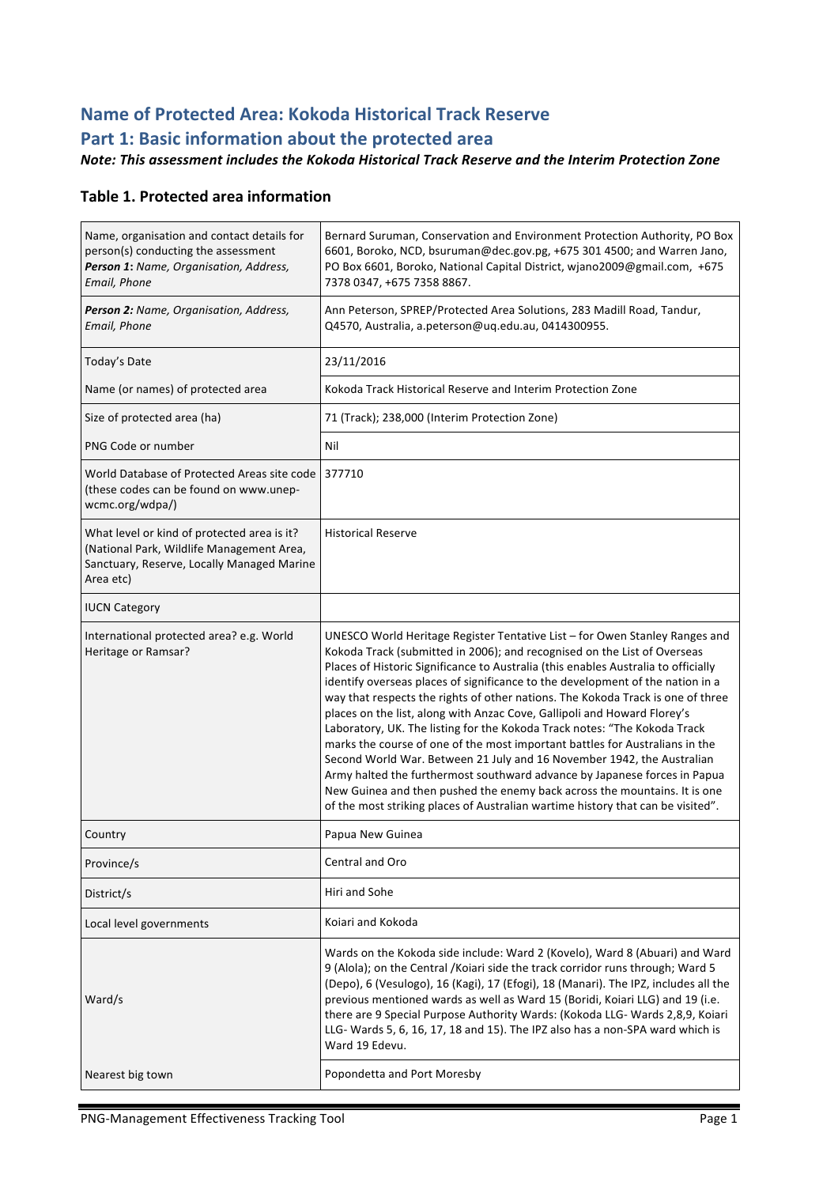# Name of Protected Area: Kokoda Historical Track Reserve

# Part 1: Basic information about the protected area

***Note: This assessment includes the Kokoda Historical Track Reserve and the Interim Protection Zone***

## Table 1. Protected area information

| | |
|---|---|
| Name, organisation and contact details for person(s) conducting the assessment<br>***Person 1:*** *Name, Organisation, Address, Email, Phone* | Bernard Suruman, Conservation and Environment Protection Authority, PO Box 6601, Boroko, NCD, bsuruman@dec.gov.pg, +675 301 4500; and Warren Jano, PO Box 6601, Boroko, National Capital District, wjano2009@gmail.com, +675 7378 0347, +675 7358 8867. |
| ***Person 2:*** *Name, Organisation, Address, Email, Phone* | Ann Peterson, SPREP/Protected Area Solutions, 283 Madill Road, Tandur, Q4570, Australia, a.peterson@uq.edu.au, 0414300955. |
| Today's Date | 23/11/2016 |
| Name (or names) of protected area | Kokoda Track Historical Reserve and Interim Protection Zone |
| Size of protected area (ha) | 71 (Track); 238,000 (Interim Protection Zone) |
| PNG Code or number | Nil |
| World Database of Protected Areas site code (these codes can be found on www.unep-wcmc.org/wdpa/) | 377710 |
| What level or kind of protected area is it? (National Park, Wildlife Management Area, Sanctuary, Reserve, Locally Managed Marine Area etc) | Historical Reserve |
| IUCN Category | |
| International protected area? e.g. World Heritage or Ramsar? | UNESCO World Heritage Register Tentative List – for Owen Stanley Ranges and Kokoda Track (submitted in 2006); and recognised on the List of Overseas Places of Historic Significance to Australia (this enables Australia to officially identify overseas places of significance to the development of the nation in a way that respects the rights of other nations. The Kokoda Track is one of three places on the list, along with Anzac Cove, Gallipoli and Howard Florey's Laboratory, UK. The listing for the Kokoda Track notes: "The Kokoda Track marks the course of one of the most important battles for Australians in the Second World War. Between 21 July and 16 November 1942, the Australian Army halted the furthermost southward advance by Japanese forces in Papua New Guinea and then pushed the enemy back across the mountains. It is one of the most striking places of Australian wartime history that can be visited". |
| Country | Papua New Guinea |
| Province/s | Central and Oro |
| District/s | Hiri and Sohe |
| Local level governments | Koiari and Kokoda |
| Ward/s | Wards on the Kokoda side include: Ward 2 (Kovelo), Ward 8 (Abuari) and Ward 9 (Alola); on the Central /Koiari side the track corridor runs through; Ward 5 (Depo), 6 (Vesulogo), 16 (Kagi), 17 (Efogi), 18 (Manari). The IPZ, includes all the previous mentioned wards as well as Ward 15 (Boridi, Koiari LLG) and 19 (i.e. there are 9 Special Purpose Authority Wards: (Kokoda LLG- Wards 2,8,9, Koiari LLG- Wards 5, 6, 16, 17, 18 and 15). The IPZ also has a non-SPA ward which is Ward 19 Edevu. |
| Nearest big town | Popondetta and Port Moresby |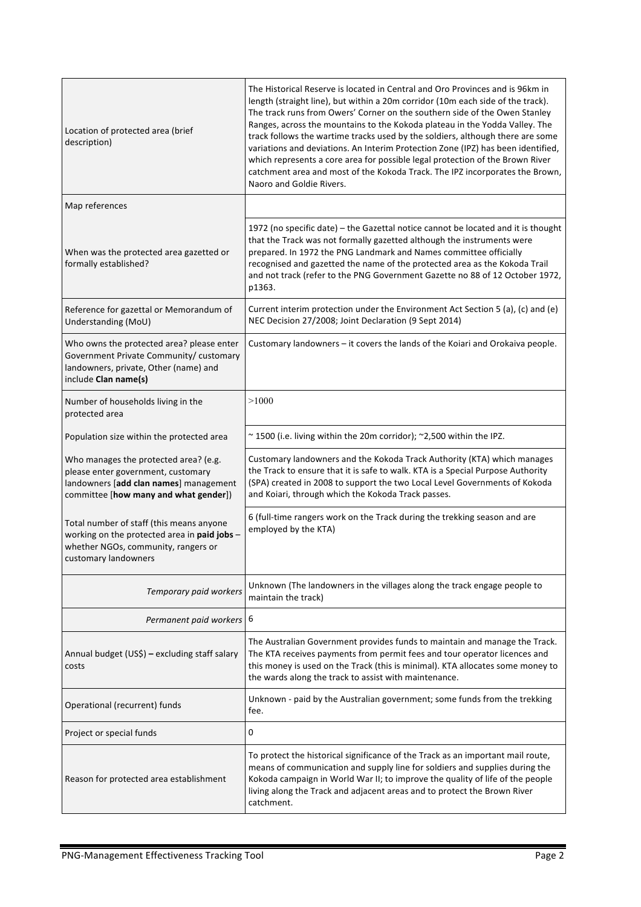| | |
|---|---|
| Location of protected area (brief description) | The Historical Reserve is located in Central and Oro Provinces and is 96km in length (straight line), but within a 20m corridor (10m each side of the track). The track runs from Owers' Corner on the southern side of the Owen Stanley Ranges, across the mountains to the Kokoda plateau in the Yodda Valley. The track follows the wartime tracks used by the soldiers, although there are some variations and deviations. An Interim Protection Zone (IPZ) has been identified, which represents a core area for possible legal protection of the Brown River catchment area and most of the Kokoda Track. The IPZ incorporates the Brown, Naoro and Goldie Rivers. |
| Map references | |
| When was the protected area gazetted or formally established? | 1972 (no specific date) – the Gazettal notice cannot be located and it is thought that the Track was not formally gazetted although the instruments were prepared. In 1972 the PNG Landmark and Names committee officially recognised and gazetted the name of the protected area as the Kokoda Trail and not track (refer to the PNG Government Gazette no 88 of 12 October 1972, p1363. |
| Reference for gazettal or Memorandum of Understanding (MoU) | Current interim protection under the Environment Act Section 5 (a), (c) and (e) NEC Decision 27/2008; Joint Declaration (9 Sept 2014) |
| Who owns the protected area? please enter Government Private Community/ customary landowners, private, Other (name) and include **Clan name(s)** | Customary landowners – it covers the lands of the Koiari and Orokaiva people. |
| Number of households living in the protected area | >1000 |
| Population size within the protected area | ~ 1500 (i.e. living within the 20m corridor); ~2,500 within the IPZ. |
| Who manages the protected area? (e.g. please enter government, customary landowners [**add clan names**] management committee [**how many and what gender**]) | Customary landowners and the Kokoda Track Authority (KTA) which manages the Track to ensure that it is safe to walk. KTA is a Special Purpose Authority (SPA) created in 2008 to support the two Local Level Governments of Kokoda and Koiari, through which the Kokoda Track passes. |
| Total number of staff (this means anyone working on the protected area in **paid jobs** – whether NGOs, community, rangers or customary landowners | 6 (full-time rangers work on the Track during the trekking season and are employed by the KTA) |
| *Temporary paid workers* | Unknown (The landowners in the villages along the track engage people to maintain the track) |
| *Permanent paid workers* | 6 |
| Annual budget (US$) **–** excluding staff salary costs | The Australian Government provides funds to maintain and manage the Track. The KTA receives payments from permit fees and tour operator licences and this money is used on the Track (this is minimal). KTA allocates some money to the wards along the track to assist with maintenance. |
| Operational (recurrent) funds | Unknown - paid by the Australian government; some funds from the trekking fee. |
| Project or special funds | 0 |
| Reason for protected area establishment | To protect the historical significance of the Track as an important mail route, means of communication and supply line for soldiers and supplies during the Kokoda campaign in World War II; to improve the quality of life of the people living along the Track and adjacent areas and to protect the Brown River catchment. |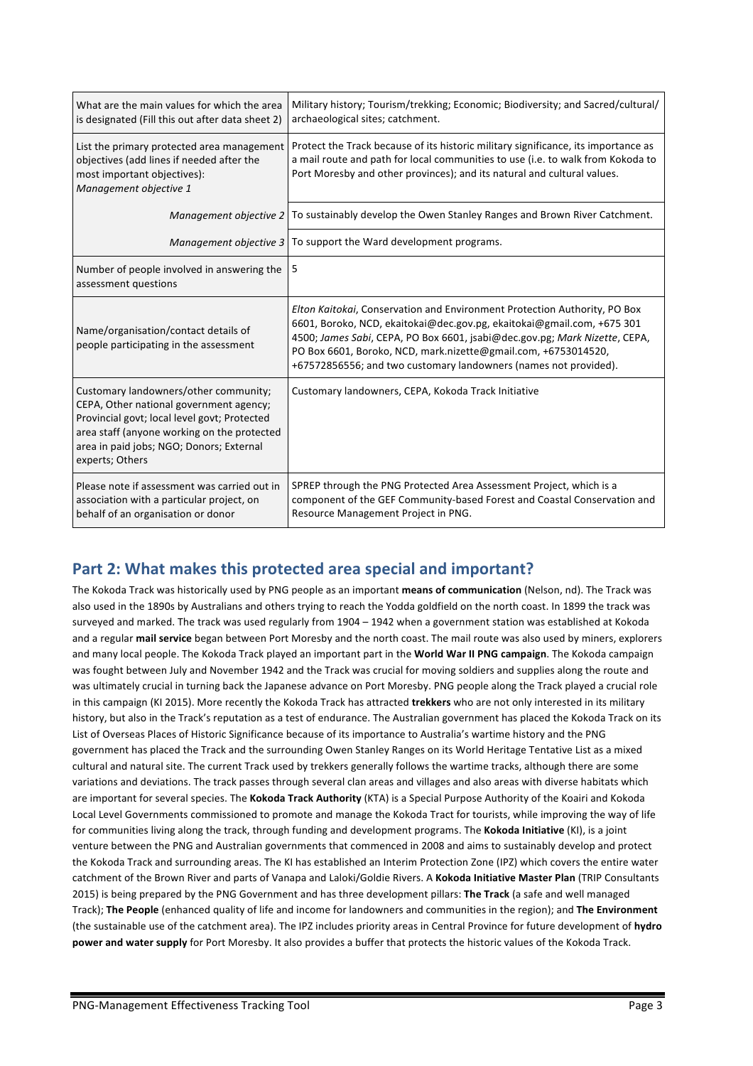| | |
|---|---|
| What are the main values for which the area is designated (Fill this out after data sheet 2) | Military history; Tourism/trekking; Economic; Biodiversity; and Sacred/cultural/ archaeological sites; catchment. |
| List the primary protected area management objectives (add lines if needed after the most important objectives): *Management objective 1* | Protect the Track because of its historic military significance, its importance as a mail route and path for local communities to use (i.e. to walk from Kokoda to Port Moresby and other provinces); and its natural and cultural values. |
| *Management objective 2* | To sustainably develop the Owen Stanley Ranges and Brown River Catchment. |
| *Management objective 3* | To support the Ward development programs. |
| Number of people involved in answering the assessment questions | 5 |
| Name/organisation/contact details of people participating in the assessment | *Elton Kaitokai*, Conservation and Environment Protection Authority, PO Box 6601, Boroko, NCD, ekaitokai@dec.gov.pg, ekaitokai@gmail.com, +675 301 4500; *James Sabi*, CEPA, PO Box 6601, jsabi@dec.gov.pg; *Mark Nizette*, CEPA, PO Box 6601, Boroko, NCD, mark.nizette@gmail.com, +6753014520, +67572856556; and two customary landowners (names not provided). |
| Customary landowners/other community; CEPA, Other national government agency; Provincial govt; local level govt; Protected area staff (anyone working on the protected area in paid jobs; NGO; Donors; External experts; Others | Customary landowners, CEPA, Kokoda Track Initiative |
| Please note if assessment was carried out in association with a particular project, on behalf of an organisation or donor | SPREP through the PNG Protected Area Assessment Project, which is a component of the GEF Community-based Forest and Coastal Conservation and Resource Management Project in PNG. |

## Part 2: What makes this protected area special and important?

The Kokoda Track was historically used by PNG people as an important **means of communication** (Nelson, nd). The Track was also used in the 1890s by Australians and others trying to reach the Yodda goldfield on the north coast. In 1899 the track was surveyed and marked. The track was used regularly from 1904 – 1942 when a government station was established at Kokoda and a regular **mail service** began between Port Moresby and the north coast. The mail route was also used by miners, explorers and many local people. The Kokoda Track played an important part in the **World War II PNG campaign**. The Kokoda campaign was fought between July and November 1942 and the Track was crucial for moving soldiers and supplies along the route and was ultimately crucial in turning back the Japanese advance on Port Moresby. PNG people along the Track played a crucial role in this campaign (KI 2015). More recently the Kokoda Track has attracted **trekkers** who are not only interested in its military history, but also in the Track's reputation as a test of endurance. The Australian government has placed the Kokoda Track on its List of Overseas Places of Historic Significance because of its importance to Australia's wartime history and the PNG government has placed the Track and the surrounding Owen Stanley Ranges on its World Heritage Tentative List as a mixed cultural and natural site. The current Track used by trekkers generally follows the wartime tracks, although there are some variations and deviations. The track passes through several clan areas and villages and also areas with diverse habitats which are important for several species. The **Kokoda Track Authority** (KTA) is a Special Purpose Authority of the Koairi and Kokoda Local Level Governments commissioned to promote and manage the Kokoda Tract for tourists, while improving the way of life for communities living along the track, through funding and development programs. The **Kokoda Initiative** (KI), is a joint venture between the PNG and Australian governments that commenced in 2008 and aims to sustainably develop and protect the Kokoda Track and surrounding areas. The KI has established an Interim Protection Zone (IPZ) which covers the entire water catchment of the Brown River and parts of Vanapa and Laloki/Goldie Rivers. A **Kokoda Initiative Master Plan** (TRIP Consultants 2015) is being prepared by the PNG Government and has three development pillars: **The Track** (a safe and well managed Track); **The People** (enhanced quality of life and income for landowners and communities in the region); and **The Environment** (the sustainable use of the catchment area). The IPZ includes priority areas in Central Province for future development of **hydro power and water supply** for Port Moresby. It also provides a buffer that protects the historic values of the Kokoda Track.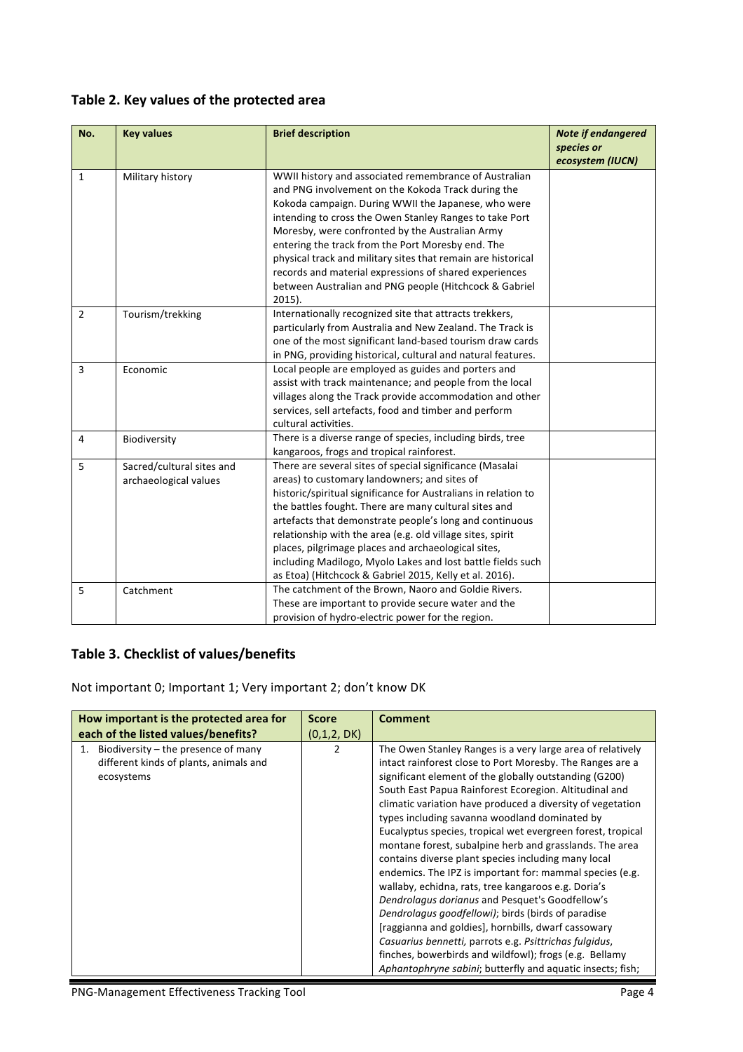## Table 2. Key values of the protected area

| No. | Key values | Brief description | *Note if endangered species or ecosystem (IUCN)* |
|---|---|---|---|
| 1 | Military history | WWII history and associated remembrance of Australian and PNG involvement on the Kokoda Track during the Kokoda campaign. During WWII the Japanese, who were intending to cross the Owen Stanley Ranges to take Port Moresby, were confronted by the Australian Army entering the track from the Port Moresby end. The physical track and military sites that remain are historical records and material expressions of shared experiences between Australian and PNG people (Hitchcock & Gabriel 2015). | |
| 2 | Tourism/trekking | Internationally recognized site that attracts trekkers, particularly from Australia and New Zealand. The Track is one of the most significant land-based tourism draw cards in PNG, providing historical, cultural and natural features. | |
| 3 | Economic | Local people are employed as guides and porters and assist with track maintenance; and people from the local villages along the Track provide accommodation and other services, sell artefacts, food and timber and perform cultural activities. | |
| 4 | Biodiversity | There is a diverse range of species, including birds, tree kangaroos, frogs and tropical rainforest. | |
| 5 | Sacred/cultural sites and archaeological values | There are several sites of special significance (Masalai areas) to customary landowners; and sites of historic/spiritual significance for Australians in relation to the battles fought. There are many cultural sites and artefacts that demonstrate people's long and continuous relationship with the area (e.g. old village sites, spirit places, pilgrimage places and archaeological sites, including Madilogo, Myolo Lakes and lost battle fields such as Etoa) (Hitchcock & Gabriel 2015, Kelly et al. 2016). | |
| 5 | Catchment | The catchment of the Brown, Naoro and Goldie Rivers. These are important to provide secure water and the provision of hydro-electric power for the region. | |

## Table 3. Checklist of values/benefits

Not important 0; Important 1; Very important 2; don't know DK

| How important is the protected area for each of the listed values/benefits? | Score (0,1,2, DK) | Comment |
|---|---|---|
| 1. Biodiversity – the presence of many different kinds of plants, animals and ecosystems | 2 | The Owen Stanley Ranges is a very large area of relatively intact rainforest close to Port Moresby. The Ranges are a significant element of the globally outstanding (G200) South East Papua Rainforest Ecoregion. Altitudinal and climatic variation have produced a diversity of vegetation types including savanna woodland dominated by Eucalyptus species, tropical wet evergreen forest, tropical montane forest, subalpine herb and grasslands. The area contains diverse plant species including many local endemics. The IPZ is important for: mammal species (e.g. wallaby, echidna, rats, tree kangaroos e.g. Doria's *Dendrolagus dorianus* and Pesquet's Goodfellow's *Dendrolagus goodfellowi)*; birds (birds of paradise [raggianna and goldies], hornbills, dwarf cassowary *Casuarius bennetti,* parrots e.g. *Psittrichas fulgidus*, finches, bowerbirds and wildfowl); frogs (e.g. Bellamy *Aphantophryne sabini*; butterfly and aquatic insects; fish; |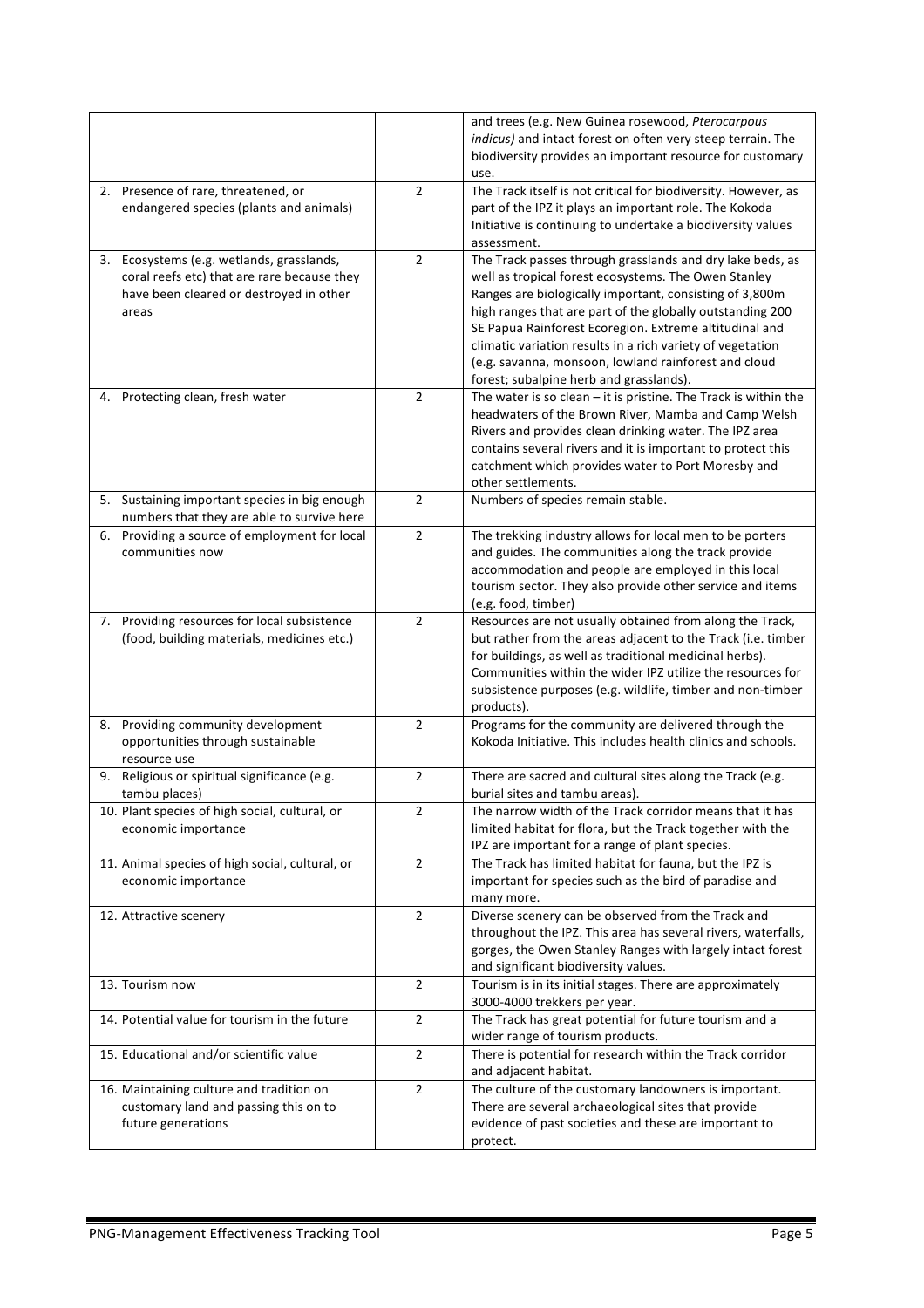|  |  |  |
| --- | --- | --- |
|  |  | and trees (e.g. New Guinea rosewood, *Pterocarpous indicus)* and intact forest on often very steep terrain. The biodiversity provides an important resource for customary use. |
| 2. Presence of rare, threatened, or endangered species (plants and animals) | 2 | The Track itself is not critical for biodiversity. However, as part of the IPZ it plays an important role. The Kokoda Initiative is continuing to undertake a biodiversity values assessment. |
| 3. Ecosystems (e.g. wetlands, grasslands, coral reefs etc) that are rare because they have been cleared or destroyed in other areas | 2 | The Track passes through grasslands and dry lake beds, as well as tropical forest ecosystems. The Owen Stanley Ranges are biologically important, consisting of 3,800m high ranges that are part of the globally outstanding 200 SE Papua Rainforest Ecoregion. Extreme altitudinal and climatic variation results in a rich variety of vegetation (e.g. savanna, monsoon, lowland rainforest and cloud forest; subalpine herb and grasslands). |
| 4. Protecting clean, fresh water | 2 | The water is so clean – it is pristine. The Track is within the headwaters of the Brown River, Mamba and Camp Welsh Rivers and provides clean drinking water. The IPZ area contains several rivers and it is important to protect this catchment which provides water to Port Moresby and other settlements. |
| 5. Sustaining important species in big enough numbers that they are able to survive here | 2 | Numbers of species remain stable. |
| 6. Providing a source of employment for local communities now | 2 | The trekking industry allows for local men to be porters and guides. The communities along the track provide accommodation and people are employed in this local tourism sector. They also provide other service and items (e.g. food, timber) |
| 7. Providing resources for local subsistence (food, building materials, medicines etc.) | 2 | Resources are not usually obtained from along the Track, but rather from the areas adjacent to the Track (i.e. timber for buildings, as well as traditional medicinal herbs). Communities within the wider IPZ utilize the resources for subsistence purposes (e.g. wildlife, timber and non-timber products). |
| 8. Providing community development opportunities through sustainable resource use | 2 | Programs for the community are delivered through the Kokoda Initiative. This includes health clinics and schools. |
| 9. Religious or spiritual significance (e.g. tambu places) | 2 | There are sacred and cultural sites along the Track (e.g. burial sites and tambu areas). |
| 10. Plant species of high social, cultural, or economic importance | 2 | The narrow width of the Track corridor means that it has limited habitat for flora, but the Track together with the IPZ are important for a range of plant species. |
| 11. Animal species of high social, cultural, or economic importance | 2 | The Track has limited habitat for fauna, but the IPZ is important for species such as the bird of paradise and many more. |
| 12. Attractive scenery | 2 | Diverse scenery can be observed from the Track and throughout the IPZ. This area has several rivers, waterfalls, gorges, the Owen Stanley Ranges with largely intact forest and significant biodiversity values. |
| 13. Tourism now | 2 | Tourism is in its initial stages. There are approximately 3000-4000 trekkers per year. |
| 14. Potential value for tourism in the future | 2 | The Track has great potential for future tourism and a wider range of tourism products. |
| 15. Educational and/or scientific value | 2 | There is potential for research within the Track corridor and adjacent habitat. |
| 16. Maintaining culture and tradition on customary land and passing this on to future generations | 2 | The culture of the customary landowners is important. There are several archaeological sites that provide evidence of past societies and these are important to protect. |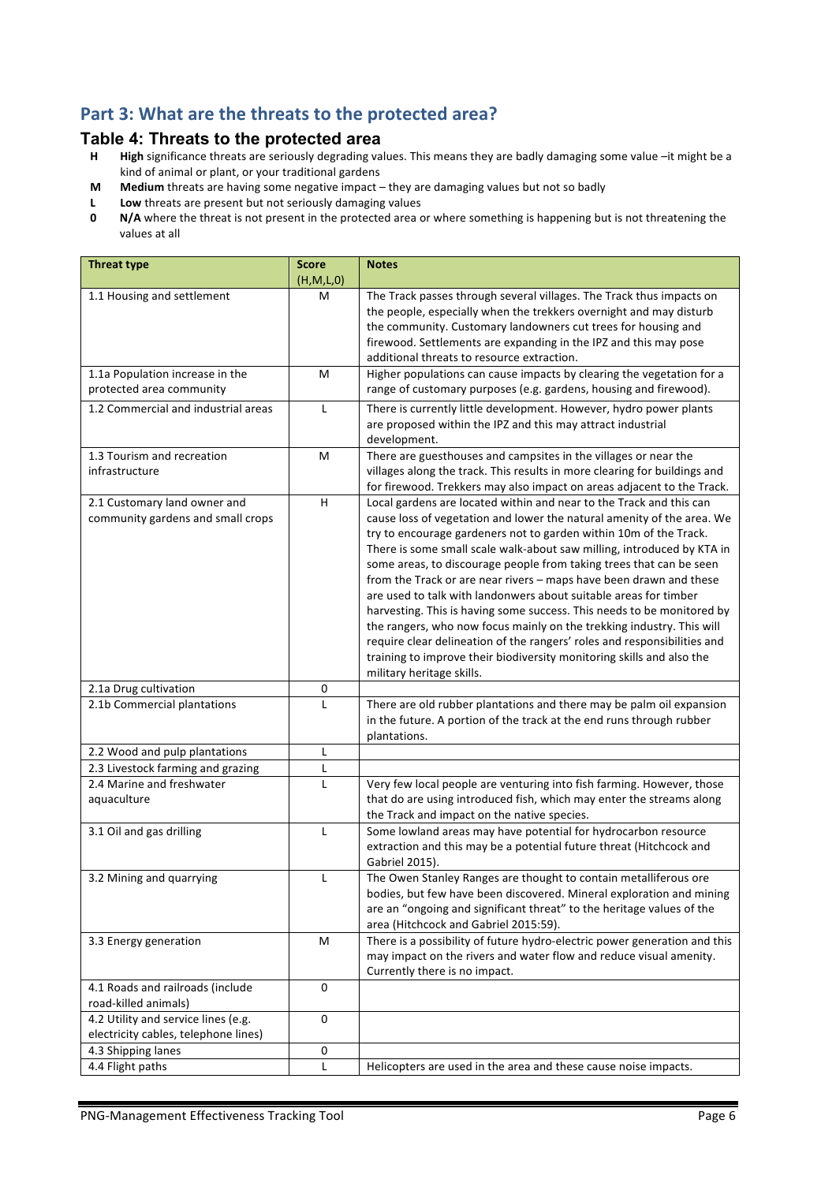## Part 3: What are the threats to the protected area?

### Table 4: Threats to the protected area

- **H** **High** significance threats are seriously degrading values. This means they are badly damaging some value –it might be a kind of animal or plant, or your traditional gardens
- **M** **Medium** threats are having some negative impact – they are damaging values but not so badly
- **L** **Low** threats are present but not seriously damaging values
- **0** **N/A** where the threat is not present in the protected area or where something is happening but is not threatening the values at all

| Threat type | Score (H,M,L,0) | Notes |
|---|---|---|
| 1.1 Housing and settlement | M | The Track passes through several villages. The Track thus impacts on the people, especially when the trekkers overnight and may disturb the community. Customary landowners cut trees for housing and firewood. Settlements are expanding in the IPZ and this may pose additional threats to resource extraction. |
| 1.1a Population increase in the protected area community | M | Higher populations can cause impacts by clearing the vegetation for a range of customary purposes (e.g. gardens, housing and firewood). |
| 1.2 Commercial and industrial areas | L | There is currently little development. However, hydro power plants are proposed within the IPZ and this may attract industrial development. |
| 1.3 Tourism and recreation infrastructure | M | There are guesthouses and campsites in the villages or near the villages along the track. This results in more clearing for buildings and for firewood. Trekkers may also impact on areas adjacent to the Track. |
| 2.1 Customary land owner and community gardens and small crops | H | Local gardens are located within and near to the Track and this can cause loss of vegetation and lower the natural amenity of the area. We try to encourage gardeners not to garden within 10m of the Track. There is some small scale walk-about saw milling, introduced by KTA in some areas, to discourage people from taking trees that can be seen from the Track or are near rivers – maps have been drawn and these are used to talk with landonwers about suitable areas for timber harvesting. This is having some success. This needs to be monitored by the rangers, who now focus mainly on the trekking industry. This will require clear delineation of the rangers' roles and responsibilities and training to improve their biodiversity monitoring skills and also the military heritage skills. |
| 2.1a Drug cultivation | 0 | |
| 2.1b Commercial plantations | L | There are old rubber plantations and there may be palm oil expansion in the future. A portion of the track at the end runs through rubber plantations. |
| 2.2 Wood and pulp plantations | L | |
| 2.3 Livestock farming and grazing | L | |
| 2.4 Marine and freshwater aquaculture | L | Very few local people are venturing into fish farming. However, those that do are using introduced fish, which may enter the streams along the Track and impact on the native species. |
| 3.1 Oil and gas drilling | L | Some lowland areas may have potential for hydrocarbon resource extraction and this may be a potential future threat (Hitchcock and Gabriel 2015). |
| 3.2 Mining and quarrying | L | The Owen Stanley Ranges are thought to contain metalliferous ore bodies, but few have been discovered. Mineral exploration and mining are an "ongoing and significant threat" to the heritage values of the area (Hitchcock and Gabriel 2015:59). |
| 3.3 Energy generation | M | There is a possibility of future hydro-electric power generation and this may impact on the rivers and water flow and reduce visual amenity. Currently there is no impact. |
| 4.1 Roads and railroads (include road-killed animals) | 0 | |
| 4.2 Utility and service lines (e.g. electricity cables, telephone lines) | 0 | |
| 4.3 Shipping lanes | 0 | |
| 4.4 Flight paths | L | Helicopters are used in the area and these cause noise impacts. |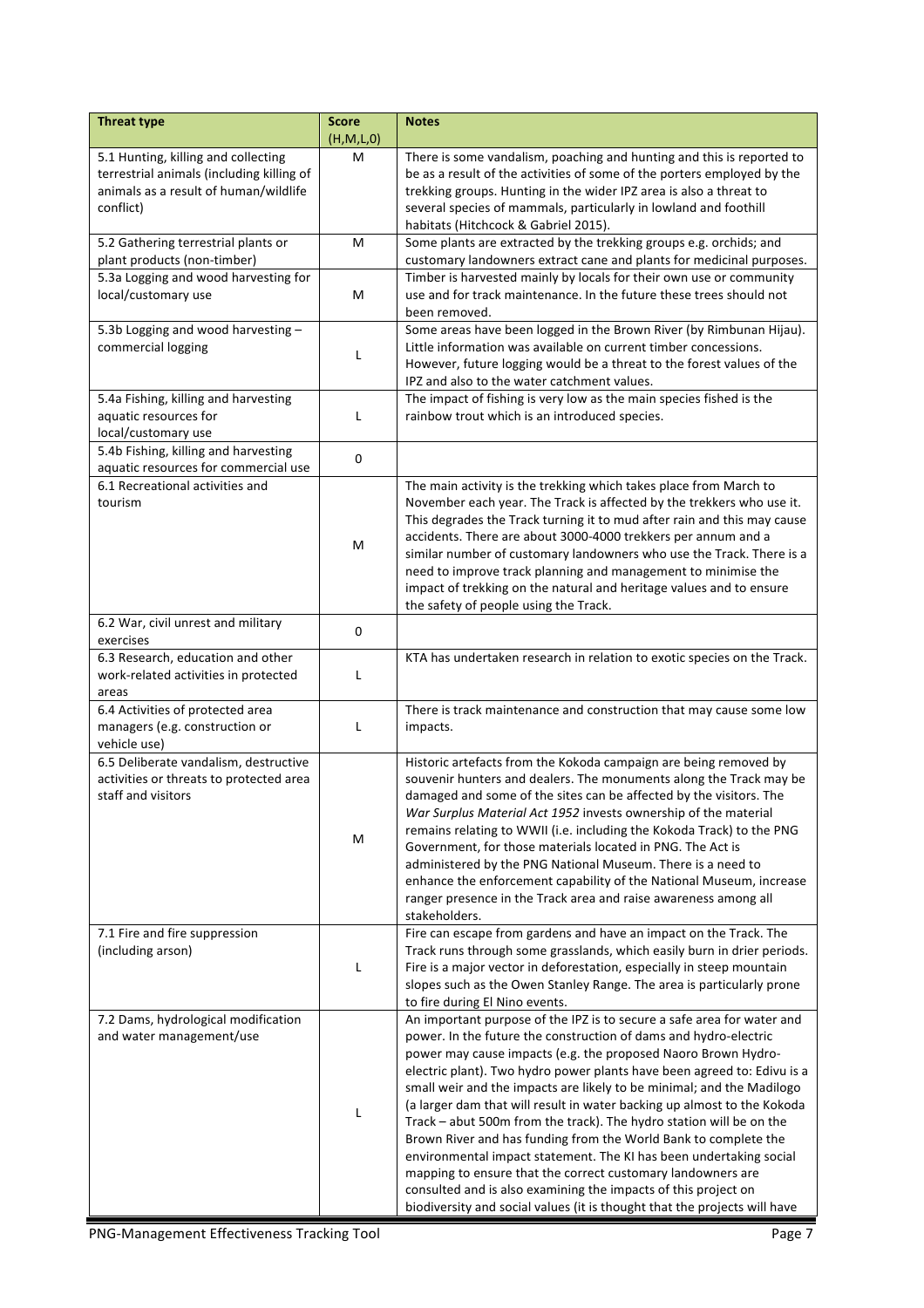| Threat type | Score (H,M,L,0) | Notes |
|---|---|---|
| 5.1 Hunting, killing and collecting terrestrial animals (including killing of animals as a result of human/wildlife conflict) | M | There is some vandalism, poaching and hunting and this is reported to be as a result of the activities of some of the porters employed by the trekking groups. Hunting in the wider IPZ area is also a threat to several species of mammals, particularly in lowland and foothill habitats (Hitchcock & Gabriel 2015). |
| 5.2 Gathering terrestrial plants or plant products (non-timber) | M | Some plants are extracted by the trekking groups e.g. orchids; and customary landowners extract cane and plants for medicinal purposes. |
| 5.3a Logging and wood harvesting for local/customary use | M | Timber is harvested mainly by locals for their own use or community use and for track maintenance. In the future these trees should not been removed. |
| 5.3b Logging and wood harvesting – commercial logging | L | Some areas have been logged in the Brown River (by Rimbunan Hijau). Little information was available on current timber concessions. However, future logging would be a threat to the forest values of the IPZ and also to the water catchment values. |
| 5.4a Fishing, killing and harvesting aquatic resources for local/customary use | L | The impact of fishing is very low as the main species fished is the rainbow trout which is an introduced species. |
| 5.4b Fishing, killing and harvesting aquatic resources for commercial use | 0 | |
| 6.1 Recreational activities and tourism | M | The main activity is the trekking which takes place from March to November each year. The Track is affected by the trekkers who use it. This degrades the Track turning it to mud after rain and this may cause accidents. There are about 3000-4000 trekkers per annum and a similar number of customary landowners who use the Track. There is a need to improve track planning and management to minimise the impact of trekking on the natural and heritage values and to ensure the safety of people using the Track. |
| 6.2 War, civil unrest and military exercises | 0 | |
| 6.3 Research, education and other work-related activities in protected areas | L | KTA has undertaken research in relation to exotic species on the Track. |
| 6.4 Activities of protected area managers (e.g. construction or vehicle use) | L | There is track maintenance and construction that may cause some low impacts. |
| 6.5 Deliberate vandalism, destructive activities or threats to protected area staff and visitors | M | Historic artefacts from the Kokoda campaign are being removed by souvenir hunters and dealers. The monuments along the Track may be damaged and some of the sites can be affected by the visitors. The *War Surplus Material Act 1952* invests ownership of the material remains relating to WWII (i.e. including the Kokoda Track) to the PNG Government, for those materials located in PNG. The Act is administered by the PNG National Museum. There is a need to enhance the enforcement capability of the National Museum, increase ranger presence in the Track area and raise awareness among all stakeholders. |
| 7.1 Fire and fire suppression (including arson) | L | Fire can escape from gardens and have an impact on the Track. The Track runs through some grasslands, which easily burn in drier periods. Fire is a major vector in deforestation, especially in steep mountain slopes such as the Owen Stanley Range. The area is particularly prone to fire during El Nino events. |
| 7.2 Dams, hydrological modification and water management/use | L | An important purpose of the IPZ is to secure a safe area for water and power. In the future the construction of dams and hydro-electric power may cause impacts (e.g. the proposed Naoro Brown Hydro-electric plant). Two hydro power plants have been agreed to: Edivu is a small weir and the impacts are likely to be minimal; and the Madilogo (a larger dam that will result in water backing up almost to the Kokoda Track – abut 500m from the track). The hydro station will be on the Brown River and has funding from the World Bank to complete the environmental impact statement. The KI has been undertaking social mapping to ensure that the correct customary landowners are consulted and is also examining the impacts of this project on biodiversity and social values (it is thought that the projects will have |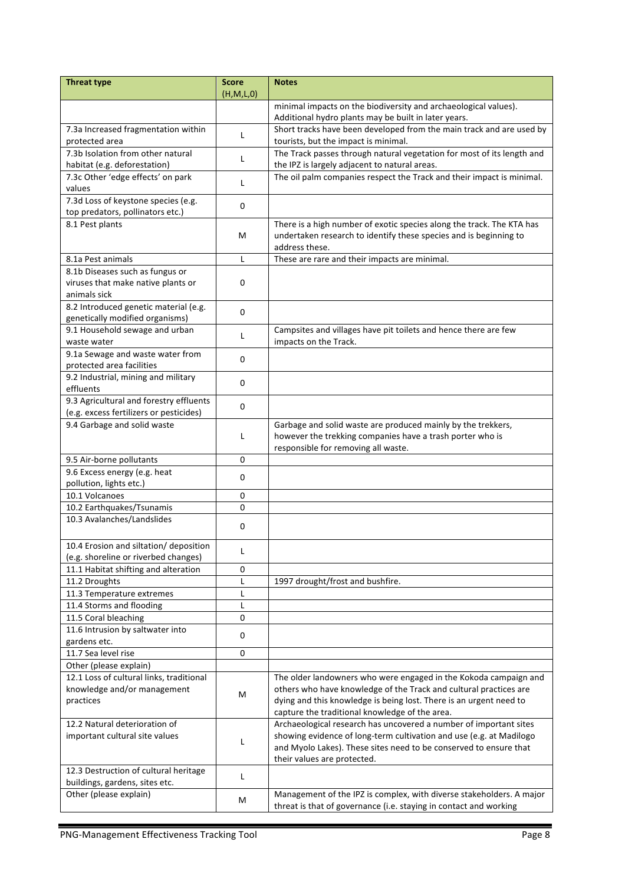| Threat type | Score (H,M,L,0) | Notes |
|---|---|---|
| | | minimal impacts on the biodiversity and archaeological values). Additional hydro plants may be built in later years. |
| 7.3a Increased fragmentation within protected area | L | Short tracks have been developed from the main track and are used by tourists, but the impact is minimal. |
| 7.3b Isolation from other natural habitat (e.g. deforestation) | L | The Track passes through natural vegetation for most of its length and the IPZ is largely adjacent to natural areas. |
| 7.3c Other 'edge effects' on park values | L | The oil palm companies respect the Track and their impact is minimal. |
| 7.3d Loss of keystone species (e.g. top predators, pollinators etc.) | 0 | |
| 8.1 Pest plants | M | There is a high number of exotic species along the track. The KTA has undertaken research to identify these species and is beginning to address these. |
| 8.1a Pest animals | L | These are rare and their impacts are minimal. |
| 8.1b Diseases such as fungus or viruses that make native plants or animals sick | 0 | |
| 8.2 Introduced genetic material (e.g. genetically modified organisms) | 0 | |
| 9.1 Household sewage and urban waste water | L | Campsites and villages have pit toilets and hence there are few impacts on the Track. |
| 9.1a Sewage and waste water from protected area facilities | 0 | |
| 9.2 Industrial, mining and military effluents | 0 | |
| 9.3 Agricultural and forestry effluents (e.g. excess fertilizers or pesticides) | 0 | |
| 9.4 Garbage and solid waste | L | Garbage and solid waste are produced mainly by the trekkers, however the trekking companies have a trash porter who is responsible for removing all waste. |
| 9.5 Air-borne pollutants | 0 | |
| 9.6 Excess energy (e.g. heat pollution, lights etc.) | 0 | |
| 10.1 Volcanoes | 0 | |
| 10.2 Earthquakes/Tsunamis | 0 | |
| 10.3 Avalanches/Landslides | 0 | |
| 10.4 Erosion and siltation/ deposition (e.g. shoreline or riverbed changes) | L | |
| 11.1 Habitat shifting and alteration | 0 | |
| 11.2 Droughts | L | 1997 drought/frost and bushfire. |
| 11.3 Temperature extremes | L | |
| 11.4 Storms and flooding | L | |
| 11.5 Coral bleaching | 0 | |
| 11.6 Intrusion by saltwater into gardens etc. | 0 | |
| 11.7 Sea level rise | 0 | |
| Other (please explain) | | |
| 12.1 Loss of cultural links, traditional knowledge and/or management practices | M | The older landowners who were engaged in the Kokoda campaign and others who have knowledge of the Track and cultural practices are dying and this knowledge is being lost. There is an urgent need to capture the traditional knowledge of the area. |
| 12.2 Natural deterioration of important cultural site values | L | Archaeological research has uncovered a number of important sites showing evidence of long-term cultivation and use (e.g. at Madilogo and Myolo Lakes). These sites need to be conserved to ensure that their values are protected. |
| 12.3 Destruction of cultural heritage buildings, gardens, sites etc. | L | |
| Other (please explain) | M | Management of the IPZ is complex, with diverse stakeholders. A major threat is that of governance (i.e. staying in contact and working |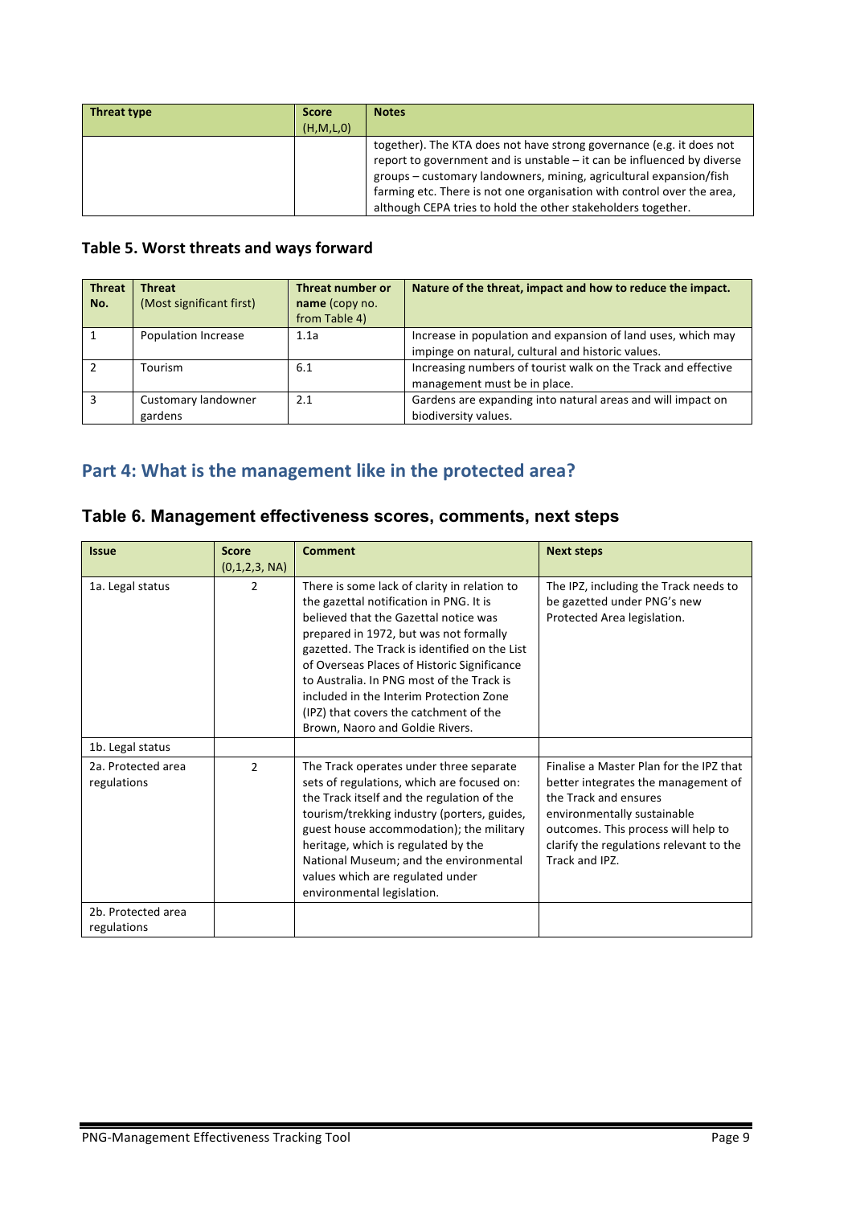| Threat type | Score (H,M,L,0) | Notes |
|---|---|---|
| | | together). The KTA does not have strong governance (e.g. it does not report to government and is unstable – it can be influenced by diverse groups – customary landowners, mining, agricultural expansion/fish farming etc. There is not one organisation with control over the area, although CEPA tries to hold the other stakeholders together. |

### Table 5. Worst threats and ways forward

| Threat No. | Threat (Most significant first) | Threat number or **name** (copy no. from Table 4) | Nature of the threat, impact and how to reduce the impact. |
|---|---|---|---|
| 1 | Population Increase | 1.1a | Increase in population and expansion of land uses, which may impinge on natural, cultural and historic values. |
| 2 | Tourism | 6.1 | Increasing numbers of tourist walk on the Track and effective management must be in place. |
| 3 | Customary landowner gardens | 2.1 | Gardens are expanding into natural areas and will impact on biodiversity values. |

## Part 4: What is the management like in the protected area?

### Table 6. Management effectiveness scores, comments, next steps

| Issue | Score (0,1,2,3, NA) | Comment | Next steps |
|---|---|---|---|
| 1a. Legal status | 2 | There is some lack of clarity in relation to the gazettal notification in PNG. It is believed that the Gazettal notice was prepared in 1972, but was not formally gazetted. The Track is identified on the List of Overseas Places of Historic Significance to Australia. In PNG most of the Track is included in the Interim Protection Zone (IPZ) that covers the catchment of the Brown, Naoro and Goldie Rivers. | The IPZ, including the Track needs to be gazetted under PNG's new Protected Area legislation. |
| 1b. Legal status | | | |
| 2a. Protected area regulations | 2 | The Track operates under three separate sets of regulations, which are focused on: the Track itself and the regulation of the tourism/trekking industry (porters, guides, guest house accommodation); the military heritage, which is regulated by the National Museum; and the environmental values which are regulated under environmental legislation. | Finalise a Master Plan for the IPZ that better integrates the management of the Track and ensures environmentally sustainable outcomes. This process will help to clarify the regulations relevant to the Track and IPZ. |
| 2b. Protected area regulations | | | |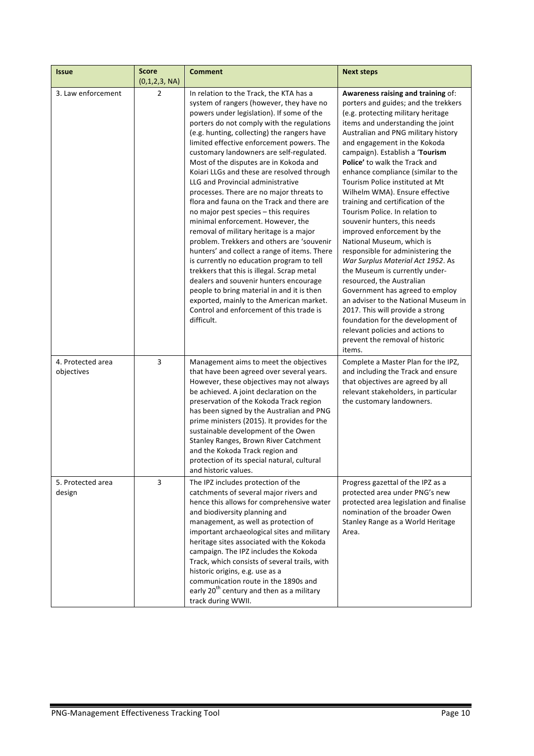| Issue | Score (0,1,2,3, NA) | Comment | Next steps |
|---|---|---|---|
| 3. Law enforcement | 2 | In relation to the Track, the KTA has a system of rangers (however, they have no powers under legislation). If some of the porters do not comply with the regulations (e.g. hunting, collecting) the rangers have limited effective enforcement powers. The customary landowners are self-regulated. Most of the disputes are in Kokoda and Koiari LLGs and these are resolved through LLG and Provincial administrative processes. There are no major threats to flora and fauna on the Track and there are no major pest species – this requires minimal enforcement. However, the removal of military heritage is a major problem. Trekkers and others are 'souvenir hunters' and collect a range of items. There is currently no education program to tell trekkers that this is illegal. Scrap metal dealers and souvenir hunters encourage people to bring material in and it is then exported, mainly to the American market. Control and enforcement of this trade is difficult. | **Awareness raising and training** of: porters and guides; and the trekkers (e.g. protecting military heritage items and understanding the joint Australian and PNG military history and engagement in the Kokoda campaign). Establish a '**Tourism Police**' to walk the Track and enhance compliance (similar to the Tourism Police instituted at Mt Wilhelm WMA). Ensure effective training and certification of the Tourism Police. In relation to souvenir hunters, this needs improved enforcement by the National Museum, which is responsible for administering the *War Surplus Material Act 1952*. As the Museum is currently under-resourced, the Australian Government has agreed to employ an adviser to the National Museum in 2017. This will provide a strong foundation for the development of relevant policies and actions to prevent the removal of historic items. |
| 4. Protected area objectives | 3 | Management aims to meet the objectives that have been agreed over several years. However, these objectives may not always be achieved. A joint declaration on the preservation of the Kokoda Track region has been signed by the Australian and PNG prime ministers (2015). It provides for the sustainable development of the Owen Stanley Ranges, Brown River Catchment and the Kokoda Track region and protection of its special natural, cultural and historic values. | Complete a Master Plan for the IPZ, and including the Track and ensure that objectives are agreed by all relevant stakeholders, in particular the customary landowners. |
| 5. Protected area design | 3 | The IPZ includes protection of the catchments of several major rivers and hence this allows for comprehensive water and biodiversity planning and management, as well as protection of important archaeological sites and military heritage sites associated with the Kokoda campaign. The IPZ includes the Kokoda Track, which consists of several trails, with historic origins, e.g. use as a communication route in the 1890s and early 20th century and then as a military track during WWII. | Progress gazettal of the IPZ as a protected area under PNG's new protected area legislation and finalise nomination of the broader Owen Stanley Range as a World Heritage Area. |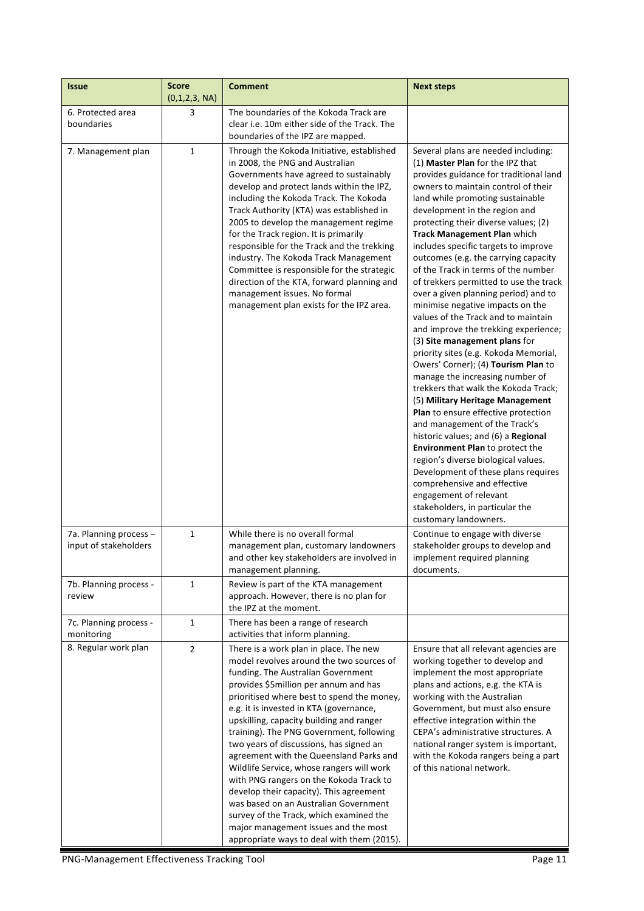| Issue | Score (0,1,2,3, NA) | Comment | Next steps |
|---|---|---|---|
| 6. Protected area boundaries | 3 | The boundaries of the Kokoda Track are clear i.e. 10m either side of the Track. The boundaries of the IPZ are mapped. | |
| 7. Management plan | 1 | Through the Kokoda Initiative, established in 2008, the PNG and Australian Governments have agreed to sustainably develop and protect lands within the IPZ, including the Kokoda Track. The Kokoda Track Authority (KTA) was established in 2005 to develop the management regime for the Track region. It is primarily responsible for the Track and the trekking industry. The Kokoda Track Management Committee is responsible for the strategic direction of the KTA, forward planning and management issues. No formal management plan exists for the IPZ area. | Several plans are needed including: (1) **Master Plan** for the IPZ that provides guidance for traditional land owners to maintain control of their land while promoting sustainable development in the region and protecting their diverse values; (2) **Track Management Plan** which includes specific targets to improve outcomes (e.g. the carrying capacity of the Track in terms of the number of trekkers permitted to use the track over a given planning period) and to minimise negative impacts on the values of the Track and to maintain and improve the trekking experience; (3) **Site management plans** for priority sites (e.g. Kokoda Memorial, Owers' Corner); (4) **Tourism Plan** to manage the increasing number of trekkers that walk the Kokoda Track; (5) **Military Heritage Management Plan** to ensure effective protection and management of the Track's historic values; and (6) a **Regional Environment Plan** to protect the region's diverse biological values. Development of these plans requires comprehensive and effective engagement of relevant stakeholders, in particular the customary landowners. |
| 7a. Planning process – input of stakeholders | 1 | While there is no overall formal management plan, customary landowners and other key stakeholders are involved in management planning. | Continue to engage with diverse stakeholder groups to develop and implement required planning documents. |
| 7b. Planning process - review | 1 | Review is part of the KTA management approach. However, there is no plan for the IPZ at the moment. | |
| 7c. Planning process - monitoring | 1 | There has been a range of research activities that inform planning. | |
| 8. Regular work plan | 2 | There is a work plan in place. The new model revolves around the two sources of funding. The Australian Government provides $5million per annum and has prioritised where best to spend the money, e.g. it is invested in KTA (governance, upskilling, capacity building and ranger training). The PNG Government, following two years of discussions, has signed an agreement with the Queensland Parks and Wildlife Service, whose rangers will work with PNG rangers on the Kokoda Track to develop their capacity). This agreement was based on an Australian Government survey of the Track, which examined the major management issues and the most appropriate ways to deal with them (2015). | Ensure that all relevant agencies are working together to develop and implement the most appropriate plans and actions, e.g. the KTA is working with the Australian Government, but must also ensure effective integration within the CEPA's administrative structures. A national ranger system is important, with the Kokoda rangers being a part of this national network. |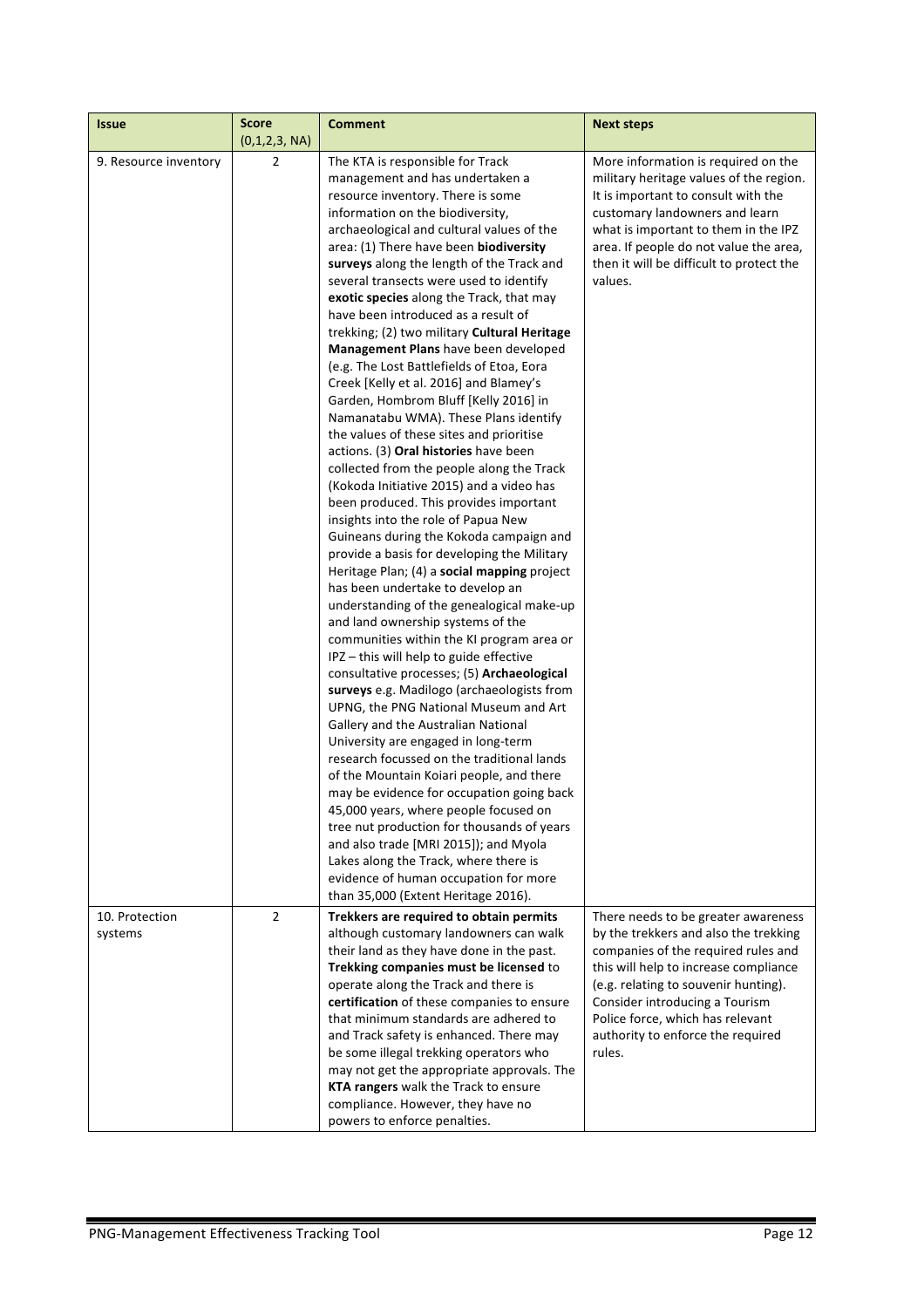| Issue | Score (0,1,2,3, NA) | Comment | Next steps |
|---|---|---|---|
| 9. Resource inventory | 2 | The KTA is responsible for Track management and has undertaken a resource inventory. There is some information on the biodiversity, archaeological and cultural values of the area: (1) There have been **biodiversity surveys** along the length of the Track and several transects were used to identify **exotic species** along the Track, that may have been introduced as a result of trekking; (2) two military **Cultural Heritage Management Plans** have been developed (e.g. The Lost Battlefields of Etoa, Eora Creek [Kelly et al. 2016] and Blamey's Garden, Hombrom Bluff [Kelly 2016] in Namanatabu WMA). These Plans identify the values of these sites and prioritise actions. (3) **Oral histories** have been collected from the people along the Track (Kokoda Initiative 2015) and a video has been produced. This provides important insights into the role of Papua New Guineans during the Kokoda campaign and provide a basis for developing the Military Heritage Plan; (4) a **social mapping** project has been undertake to develop an understanding of the genealogical make-up and land ownership systems of the communities within the KI program area or IPZ – this will help to guide effective consultative processes; (5) **Archaeological surveys** e.g. Madilogo (archaeologists from UPNG, the PNG National Museum and Art Gallery and the Australian National University are engaged in long-term research focussed on the traditional lands of the Mountain Koiari people, and there may be evidence for occupation going back 45,000 years, where people focused on tree nut production for thousands of years and also trade [MRI 2015]); and Myola Lakes along the Track, where there is evidence of human occupation for more than 35,000 (Extent Heritage 2016). | More information is required on the military heritage values of the region. It is important to consult with the customary landowners and learn what is important to them in the IPZ area. If people do not value the area, then it will be difficult to protect the values. |
| 10. Protection systems | 2 | **Trekkers are required to obtain permits** although customary landowners can walk their land as they have done in the past. **Trekking companies must be licensed** to operate along the Track and there is **certification** of these companies to ensure that minimum standards are adhered to and Track safety is enhanced. There may be some illegal trekking operators who may not get the appropriate approvals. The **KTA rangers** walk the Track to ensure compliance. However, they have no powers to enforce penalties. | There needs to be greater awareness by the trekkers and also the trekking companies of the required rules and this will help to increase compliance (e.g. relating to souvenir hunting). Consider introducing a Tourism Police force, which has relevant authority to enforce the required rules. |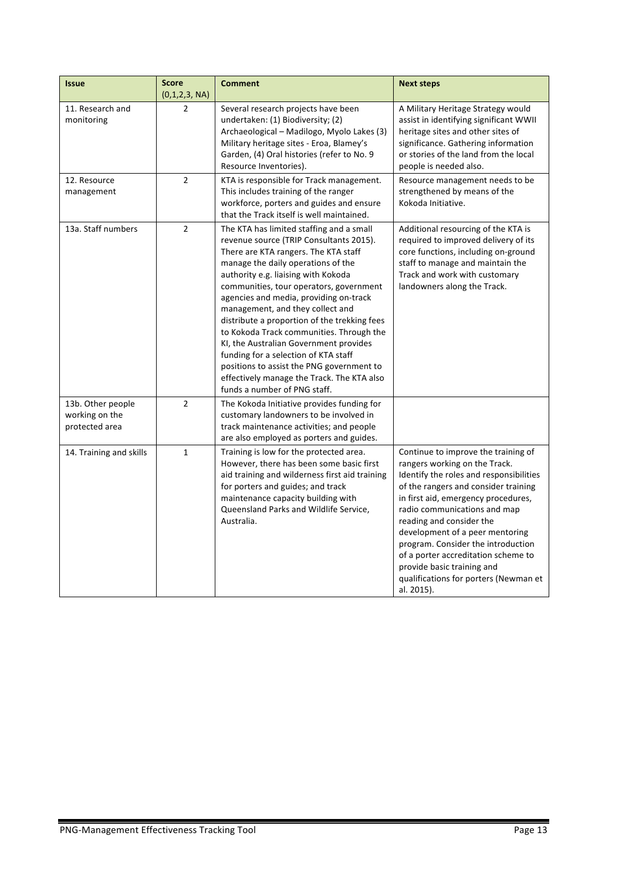| Issue | Score (0,1,2,3, NA) | Comment | Next steps |
|---|---|---|---|
| 11. Research and monitoring | 2 | Several research projects have been undertaken: (1) Biodiversity; (2) Archaeological – Madilogo, Myolo Lakes (3) Military heritage sites - Eroa, Blamey's Garden, (4) Oral histories (refer to No. 9 Resource Inventories). | A Military Heritage Strategy would assist in identifying significant WWII heritage sites and other sites of significance. Gathering information or stories of the land from the local people is needed also. |
| 12. Resource management | 2 | KTA is responsible for Track management. This includes training of the ranger workforce, porters and guides and ensure that the Track itself is well maintained. | Resource management needs to be strengthened by means of the Kokoda Initiative. |
| 13a. Staff numbers | 2 | The KTA has limited staffing and a small revenue source (TRIP Consultants 2015). There are KTA rangers. The KTA staff manage the daily operations of the authority e.g. liaising with Kokoda communities, tour operators, government agencies and media, providing on-track management, and they collect and distribute a proportion of the trekking fees to Kokoda Track communities. Through the KI, the Australian Government provides funding for a selection of KTA staff positions to assist the PNG government to effectively manage the Track. The KTA also funds a number of PNG staff. | Additional resourcing of the KTA is required to improved delivery of its core functions, including on-ground staff to manage and maintain the Track and work with customary landowners along the Track. |
| 13b. Other people working on the protected area | 2 | The Kokoda Initiative provides funding for customary landowners to be involved in track maintenance activities; and people are also employed as porters and guides. | |
| 14. Training and skills | 1 | Training is low for the protected area. However, there has been some basic first aid training and wilderness first aid training for porters and guides; and track maintenance capacity building with Queensland Parks and Wildlife Service, Australia. | Continue to improve the training of rangers working on the Track. Identify the roles and responsibilities of the rangers and consider training in first aid, emergency procedures, radio communications and map reading and consider the development of a peer mentoring program. Consider the introduction of a porter accreditation scheme to provide basic training and qualifications for porters (Newman et al. 2015). |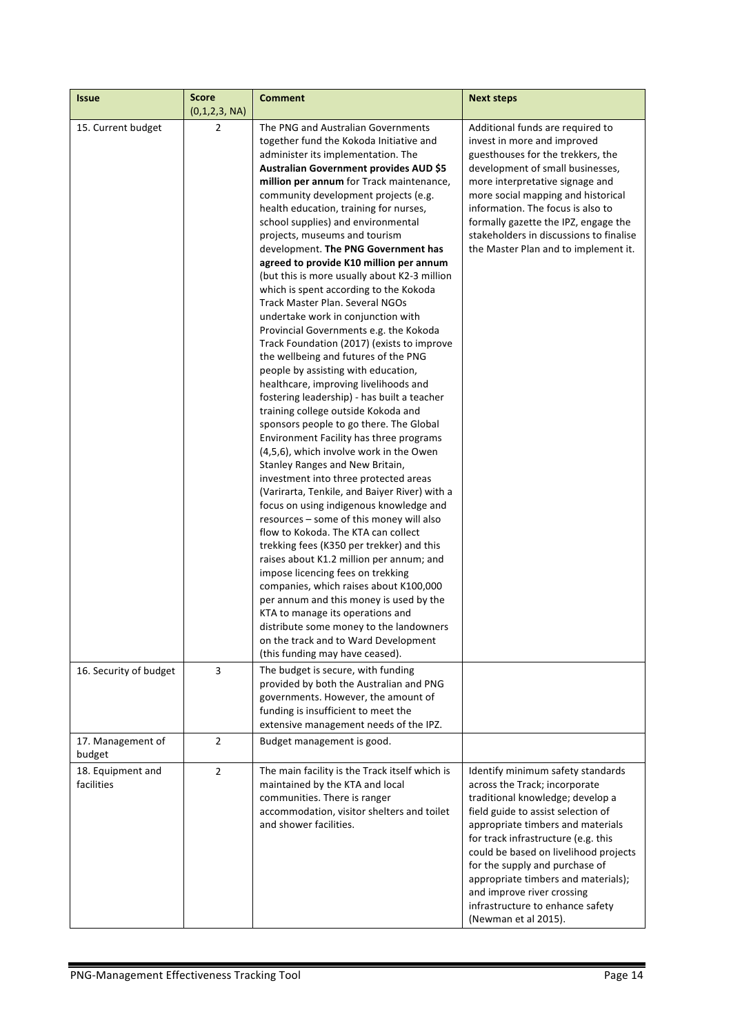| Issue | Score (0,1,2,3, NA) | Comment | Next steps |
|---|---|---|---|
| 15. Current budget | 2 | The PNG and Australian Governments together fund the Kokoda Initiative and administer its implementation. The **Australian Government provides AUD $5 million per annum** for Track maintenance, community development projects (e.g. health education, training for nurses, school supplies) and environmental projects, museums and tourism development. **The PNG Government has agreed to provide K10 million per annum** (but this is more usually about K2-3 million which is spent according to the Kokoda Track Master Plan. Several NGOs undertake work in conjunction with Provincial Governments e.g. the Kokoda Track Foundation (2017) (exists to improve the wellbeing and futures of the PNG people by assisting with education, healthcare, improving livelihoods and fostering leadership) - has built a teacher training college outside Kokoda and sponsors people to go there. The Global Environment Facility has three programs (4,5,6), which involve work in the Owen Stanley Ranges and New Britain, investment into three protected areas (Varirarta, Tenkile, and Baiyer River) with a focus on using indigenous knowledge and resources – some of this money will also flow to Kokoda. The KTA can collect trekking fees (K350 per trekker) and this raises about K1.2 million per annum; and impose licencing fees on trekking companies, which raises about K100,000 per annum and this money is used by the KTA to manage its operations and distribute some money to the landowners on the track and to Ward Development (this funding may have ceased). | Additional funds are required to invest in more and improved guesthouses for the trekkers, the development of small businesses, more interpretative signage and more social mapping and historical information. The focus is also to formally gazette the IPZ, engage the stakeholders in discussions to finalise the Master Plan and to implement it. |
| 16. Security of budget | 3 | The budget is secure, with funding provided by both the Australian and PNG governments. However, the amount of funding is insufficient to meet the extensive management needs of the IPZ. | |
| 17. Management of budget | 2 | Budget management is good. | |
| 18. Equipment and facilities | 2 | The main facility is the Track itself which is maintained by the KTA and local communities. There is ranger accommodation, visitor shelters and toilet and shower facilities. | Identify minimum safety standards across the Track; incorporate traditional knowledge; develop a field guide to assist selection of appropriate timbers and materials for track infrastructure (e.g. this could be based on livelihood projects for the supply and purchase of appropriate timbers and materials); and improve river crossing infrastructure to enhance safety (Newman et al 2015). |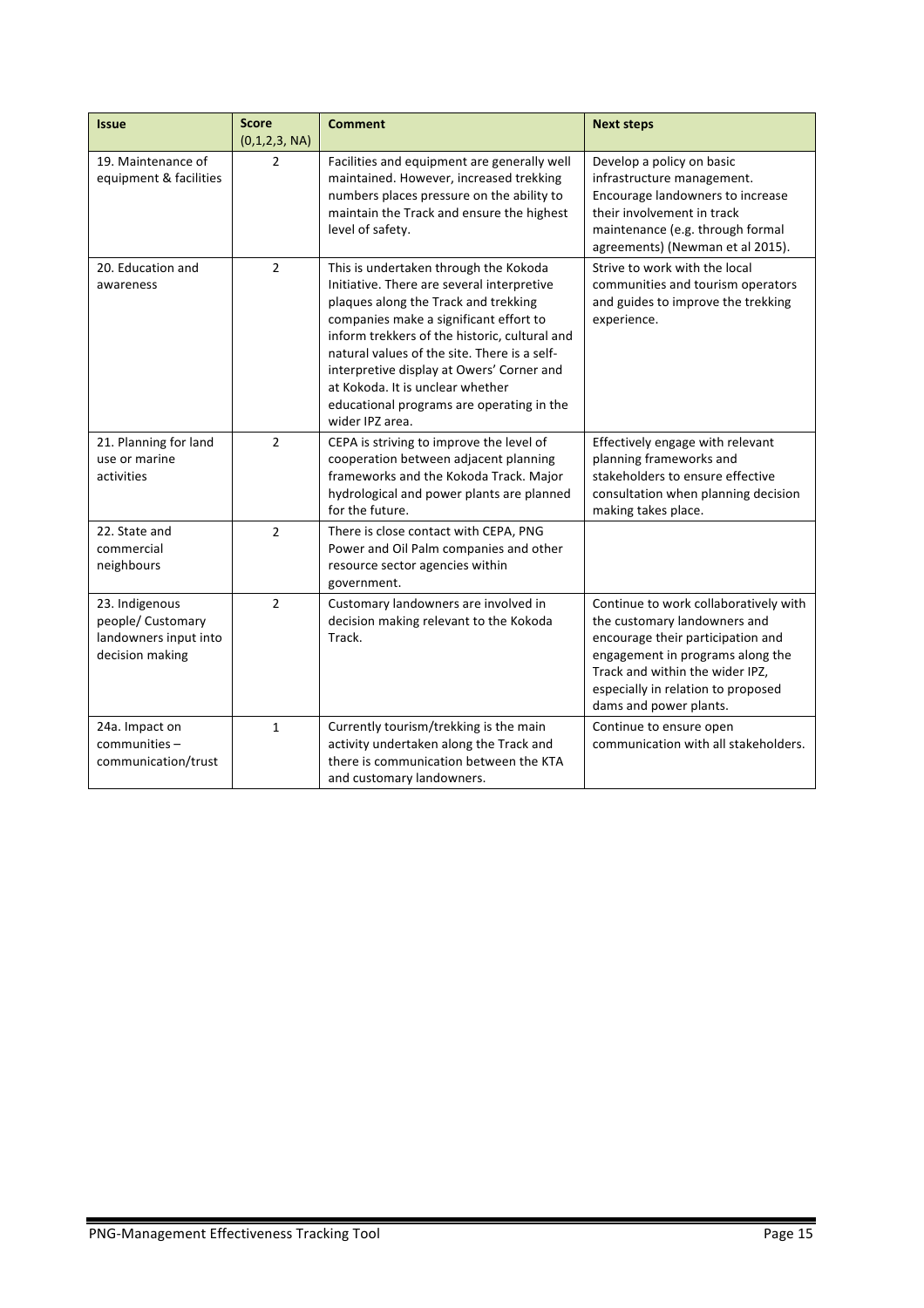| Issue | Score (0,1,2,3, NA) | Comment | Next steps |
|---|---|---|---|
| 19. Maintenance of equipment & facilities | 2 | Facilities and equipment are generally well maintained. However, increased trekking numbers places pressure on the ability to maintain the Track and ensure the highest level of safety. | Develop a policy on basic infrastructure management. Encourage landowners to increase their involvement in track maintenance (e.g. through formal agreements) (Newman et al 2015). |
| 20. Education and awareness | 2 | This is undertaken through the Kokoda Initiative. There are several interpretive plaques along the Track and trekking companies make a significant effort to inform trekkers of the historic, cultural and natural values of the site. There is a self-interpretive display at Owers' Corner and at Kokoda. It is unclear whether educational programs are operating in the wider IPZ area. | Strive to work with the local communities and tourism operators and guides to improve the trekking experience. |
| 21. Planning for land use or marine activities | 2 | CEPA is striving to improve the level of cooperation between adjacent planning frameworks and the Kokoda Track. Major hydrological and power plants are planned for the future. | Effectively engage with relevant planning frameworks and stakeholders to ensure effective consultation when planning decision making takes place. |
| 22. State and commercial neighbours | 2 | There is close contact with CEPA, PNG Power and Oil Palm companies and other resource sector agencies within government. | |
| 23. Indigenous people/ Customary landowners input into decision making | 2 | Customary landowners are involved in decision making relevant to the Kokoda Track. | Continue to work collaboratively with the customary landowners and encourage their participation and engagement in programs along the Track and within the wider IPZ, especially in relation to proposed dams and power plants. |
| 24a. Impact on communities – communication/trust | 1 | Currently tourism/trekking is the main activity undertaken along the Track and there is communication between the KTA and customary landowners. | Continue to ensure open communication with all stakeholders. |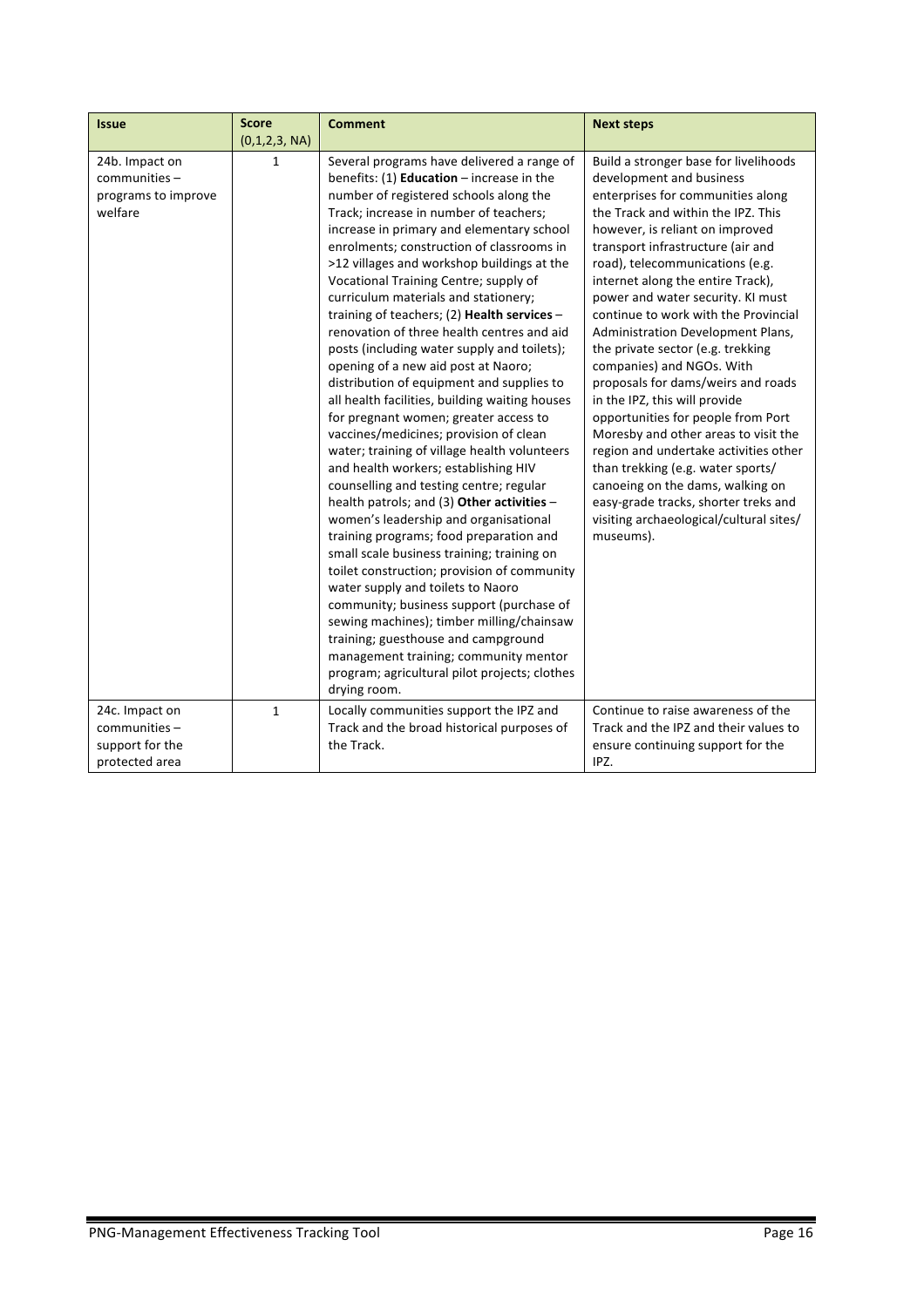| Issue | Score (0,1,2,3, NA) | Comment | Next steps |
|---|---|---|---|
| 24b. Impact on communities – programs to improve welfare | 1 | Several programs have delivered a range of benefits: (1) **Education** – increase in the number of registered schools along the Track; increase in number of teachers; increase in primary and elementary school enrolments; construction of classrooms in >12 villages and workshop buildings at the Vocational Training Centre; supply of curriculum materials and stationery; training of teachers; (2) **Health services** – renovation of three health centres and aid posts (including water supply and toilets); opening of a new aid post at Naoro; distribution of equipment and supplies to all health facilities, building waiting houses for pregnant women; greater access to vaccines/medicines; provision of clean water; training of village health volunteers and health workers; establishing HIV counselling and testing centre; regular health patrols; and (3) **Other activities** – women's leadership and organisational training programs; food preparation and small scale business training; training on toilet construction; provision of community water supply and toilets to Naoro community; business support (purchase of sewing machines); timber milling/chainsaw training; guesthouse and campground management training; community mentor program; agricultural pilot projects; clothes drying room. | Build a stronger base for livelihoods development and business enterprises for communities along the Track and within the IPZ. This however, is reliant on improved transport infrastructure (air and road), telecommunications (e.g. internet along the entire Track), power and water security. KI must continue to work with the Provincial Administration Development Plans, the private sector (e.g. trekking companies) and NGOs. With proposals for dams/weirs and roads in the IPZ, this will provide opportunities for people from Port Moresby and other areas to visit the region and undertake activities other than trekking (e.g. water sports/ canoeing on the dams, walking on easy-grade tracks, shorter treks and visiting archaeological/cultural sites/ museums). |
| 24c. Impact on communities – support for the protected area | 1 | Locally communities support the IPZ and Track and the broad historical purposes of the Track. | Continue to raise awareness of the Track and the IPZ and their values to ensure continuing support for the IPZ. |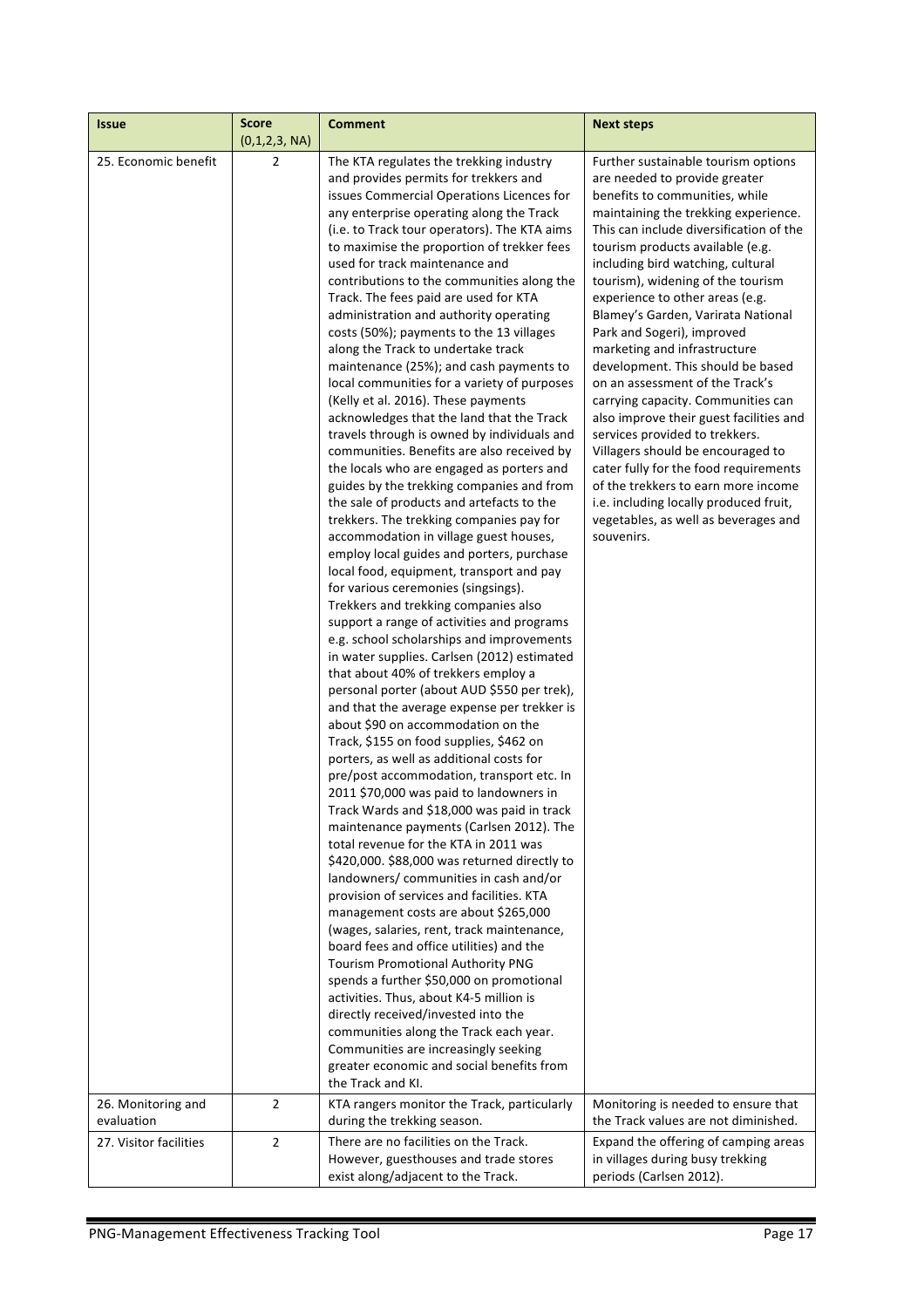| Issue | Score (0,1,2,3, NA) | Comment | Next steps |
|---|---|---|---|
| 25. Economic benefit | 2 | The KTA regulates the trekking industry and provides permits for trekkers and issues Commercial Operations Licences for any enterprise operating along the Track (i.e. to Track tour operators). The KTA aims to maximise the proportion of trekker fees used for track maintenance and contributions to the communities along the Track. The fees paid are used for KTA administration and authority operating costs (50%); payments to the 13 villages along the Track to undertake track maintenance (25%); and cash payments to local communities for a variety of purposes (Kelly et al. 2016). These payments acknowledges that the land that the Track travels through is owned by individuals and communities. Benefits are also received by the locals who are engaged as porters and guides by the trekking companies and from the sale of products and artefacts to the trekkers. The trekking companies pay for accommodation in village guest houses, employ local guides and porters, purchase local food, equipment, transport and pay for various ceremonies (singsings). Trekkers and trekking companies also support a range of activities and programs e.g. school scholarships and improvements in water supplies. Carlsen (2012) estimated that about 40% of trekkers employ a personal porter (about AUD $550 per trek), and that the average expense per trekker is about $90 on accommodation on the Track, $155 on food supplies, $462 on porters, as well as additional costs for pre/post accommodation, transport etc. In 2011 $70,000 was paid to landowners in Track Wards and $18,000 was paid in track maintenance payments (Carlsen 2012). The total revenue for the KTA in 2011 was $420,000. $88,000 was returned directly to landowners/ communities in cash and/or provision of services and facilities. KTA management costs are about $265,000 (wages, salaries, rent, track maintenance, board fees and office utilities) and the Tourism Promotional Authority PNG spends a further $50,000 on promotional activities. Thus, about K4-5 million is directly received/invested into the communities along the Track each year. Communities are increasingly seeking greater economic and social benefits from the Track and KI. | Further sustainable tourism options are needed to provide greater benefits to communities, while maintaining the trekking experience. This can include diversification of the tourism products available (e.g. including bird watching, cultural tourism), widening of the tourism experience to other areas (e.g. Blamey's Garden, Varirata National Park and Sogeri), improved marketing and infrastructure development. This should be based on an assessment of the Track's carrying capacity. Communities can also improve their guest facilities and services provided to trekkers. Villagers should be encouraged to cater fully for the food requirements of the trekkers to earn more income i.e. including locally produced fruit, vegetables, as well as beverages and souvenirs. |
| 26. Monitoring and evaluation | 2 | KTA rangers monitor the Track, particularly during the trekking season. | Monitoring is needed to ensure that the Track values are not diminished. |
| 27. Visitor facilities | 2 | There are no facilities on the Track. However, guesthouses and trade stores exist along/adjacent to the Track. | Expand the offering of camping areas in villages during busy trekking periods (Carlsen 2012). |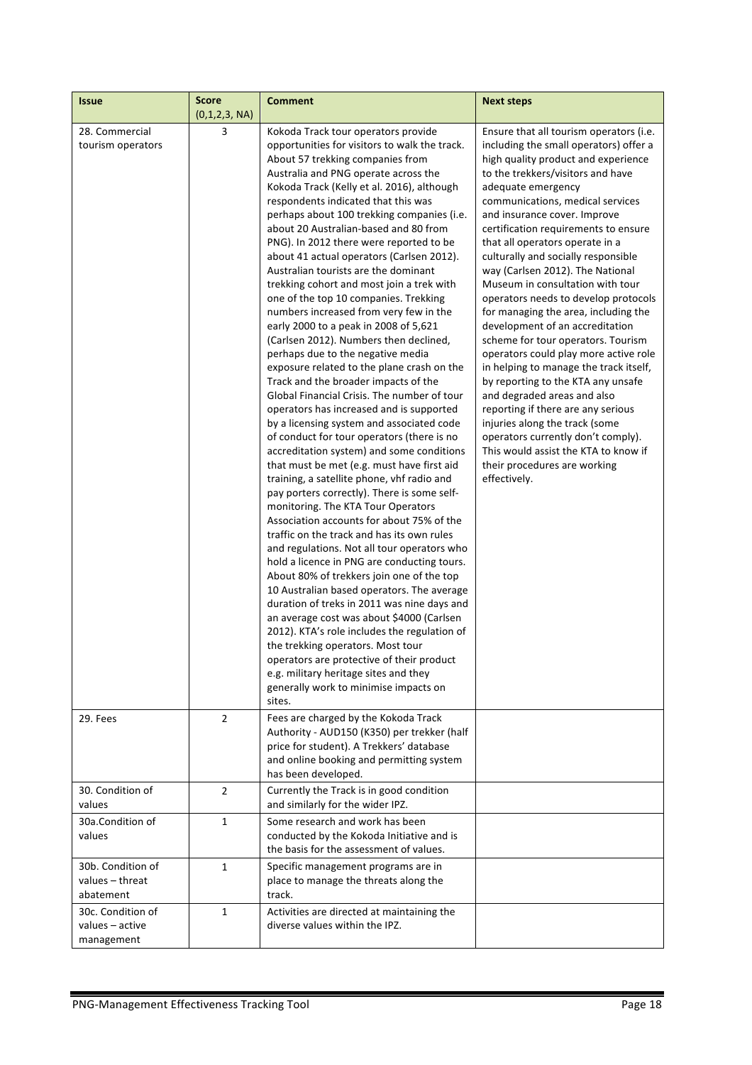| Issue | Score (0,1,2,3, NA) | Comment | Next steps |
|---|---|---|---|
| 28. Commercial tourism operators | 3 | Kokoda Track tour operators provide opportunities for visitors to walk the track. About 57 trekking companies from Australia and PNG operate across the Kokoda Track (Kelly et al. 2016), although respondents indicated that this was perhaps about 100 trekking companies (i.e. about 20 Australian-based and 80 from PNG). In 2012 there were reported to be about 41 actual operators (Carlsen 2012). Australian tourists are the dominant trekking cohort and most join a trek with one of the top 10 companies. Trekking numbers increased from very few in the early 2000 to a peak in 2008 of 5,621 (Carlsen 2012). Numbers then declined, perhaps due to the negative media exposure related to the plane crash on the Track and the broader impacts of the Global Financial Crisis. The number of tour operators has increased and is supported by a licensing system and associated code of conduct for tour operators (there is no accreditation system) and some conditions that must be met (e.g. must have first aid training, a satellite phone, vhf radio and pay porters correctly). There is some self-monitoring. The KTA Tour Operators Association accounts for about 75% of the traffic on the track and has its own rules and regulations. Not all tour operators who hold a licence in PNG are conducting tours. About 80% of trekkers join one of the top 10 Australian based operators. The average duration of treks in 2011 was nine days and an average cost was about $4000 (Carlsen 2012). KTA's role includes the regulation of the trekking operators. Most tour operators are protective of their product e.g. military heritage sites and they generally work to minimise impacts on sites. | Ensure that all tourism operators (i.e. including the small operators) offer a high quality product and experience to the trekkers/visitors and have adequate emergency communications, medical services and insurance cover. Improve certification requirements to ensure that all operators operate in a culturally and socially responsible way (Carlsen 2012). The National Museum in consultation with tour operators needs to develop protocols for managing the area, including the development of an accreditation scheme for tour operators. Tourism operators could play more active role in helping to manage the track itself, by reporting to the KTA any unsafe and degraded areas and also reporting if there are any serious injuries along the track (some operators currently don't comply). This would assist the KTA to know if their procedures are working effectively. |
| 29. Fees | 2 | Fees are charged by the Kokoda Track Authority - AUD150 (K350) per trekker (half price for student). A Trekkers' database and online booking and permitting system has been developed. | |
| 30. Condition of values | 2 | Currently the Track is in good condition and similarly for the wider IPZ. | |
| 30a.Condition of values | 1 | Some research and work has been conducted by the Kokoda Initiative and is the basis for the assessment of values. | |
| 30b. Condition of values – threat abatement | 1 | Specific management programs are in place to manage the threats along the track. | |
| 30c. Condition of values – active management | 1 | Activities are directed at maintaining the diverse values within the IPZ. | |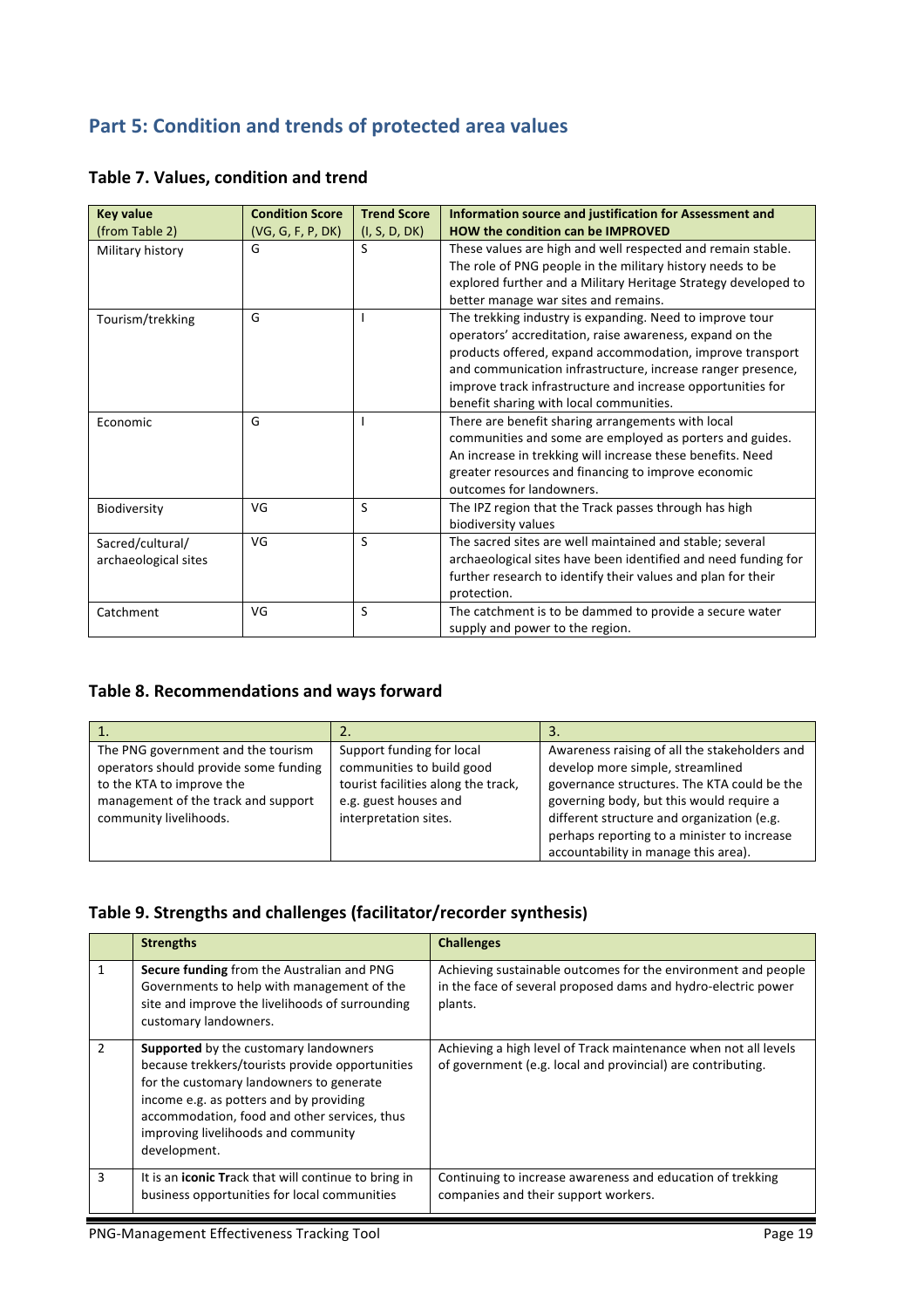## Part 5: Condition and trends of protected area values

### Table 7. Values, condition and trend

| Key value (from Table 2) | Condition Score (VG, G, F, P, DK) | Trend Score (I, S, D, DK) | Information source and justification for Assessment and HOW the condition can be IMPROVED |
|---|---|---|---|
| Military history | G | S | These values are high and well respected and remain stable. The role of PNG people in the military history needs to be explored further and a Military Heritage Strategy developed to better manage war sites and remains. |
| Tourism/trekking | G | I | The trekking industry is expanding. Need to improve tour operators' accreditation, raise awareness, expand on the products offered, expand accommodation, improve transport and communication infrastructure, increase ranger presence, improve track infrastructure and increase opportunities for benefit sharing with local communities. |
| Economic | G | I | There are benefit sharing arrangements with local communities and some are employed as porters and guides. An increase in trekking will increase these benefits. Need greater resources and financing to improve economic outcomes for landowners. |
| Biodiversity | VG | S | The IPZ region that the Track passes through has high biodiversity values |
| Sacred/cultural/ archaeological sites | VG | S | The sacred sites are well maintained and stable; several archaeological sites have been identified and need funding for further research to identify their values and plan for their protection. |
| Catchment | VG | S | The catchment is to be dammed to provide a secure water supply and power to the region. |

### Table 8. Recommendations and ways forward

| 1. | 2. | 3. |
|---|---|---|
| The PNG government and the tourism operators should provide some funding to the KTA to improve the management of the track and support community livelihoods. | Support funding for local communities to build good tourist facilities along the track, e.g. guest houses and interpretation sites. | Awareness raising of all the stakeholders and develop more simple, streamlined governance structures. The KTA could be the governing body, but this would require a different structure and organization (e.g. perhaps reporting to a minister to increase accountability in manage this area). |

### Table 9. Strengths and challenges (facilitator/recorder synthesis)

| | Strengths | Challenges |
|---|---|---|
| 1 | **Secure funding** from the Australian and PNG Governments to help with management of the site and improve the livelihoods of surrounding customary landowners. | Achieving sustainable outcomes for the environment and people in the face of several proposed dams and hydro-electric power plants. |
| 2 | **Supported** by the customary landowners because trekkers/tourists provide opportunities for the customary landowners to generate income e.g. as potters and by providing accommodation, food and other services, thus improving livelihoods and community development. | Achieving a high level of Track maintenance when not all levels of government (e.g. local and provincial) are contributing. |
| 3 | It is an **iconic Tr**ack that will continue to bring in business opportunities for local communities | Continuing to increase awareness and education of trekking companies and their support workers. |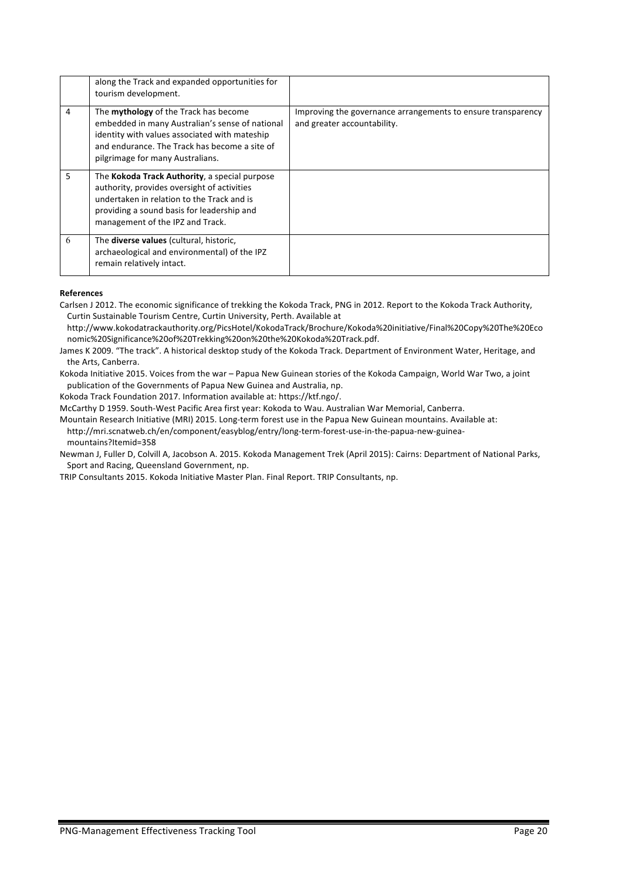| | | |
|---|---|---|
| | along the Track and expanded opportunities for tourism development. | |
| 4 | The **mythology** of the Track has become embedded in many Australian's sense of national identity with values associated with mateship and endurance. The Track has become a site of pilgrimage for many Australians. | Improving the governance arrangements to ensure transparency and greater accountability. |
| 5 | The **Kokoda Track Authority**, a special purpose authority, provides oversight of activities undertaken in relation to the Track and is providing a sound basis for leadership and management of the IPZ and Track. | |
| 6 | The **diverse values** (cultural, historic, archaeological and environmental) of the IPZ remain relatively intact. | |

**References**

Carlsen J 2012. The economic significance of trekking the Kokoda Track, PNG in 2012. Report to the Kokoda Track Authority, Curtin Sustainable Tourism Centre, Curtin University, Perth. Available at http://www.kokodatrackauthority.org/PicsHotel/KokodaTrack/Brochure/Kokoda%20initiative/Final%20Copy%20The%20Economic%20Significance%20of%20Trekking%20on%20the%20Kokoda%20Track.pdf.

James K 2009. "The track". A historical desktop study of the Kokoda Track. Department of Environment Water, Heritage, and the Arts, Canberra.

Kokoda Initiative 2015. Voices from the war – Papua New Guinean stories of the Kokoda Campaign, World War Two, a joint publication of the Governments of Papua New Guinea and Australia, np.

Kokoda Track Foundation 2017. Information available at: https://ktf.ngo/.

McCarthy D 1959. South-West Pacific Area first year: Kokoda to Wau. Australian War Memorial, Canberra.

Mountain Research Initiative (MRI) 2015. Long-term forest use in the Papua New Guinean mountains. Available at: http://mri.scnatweb.ch/en/component/easyblog/entry/long-term-forest-use-in-the-papua-new-guinea-mountains?Itemid=358

Newman J, Fuller D, Colvill A, Jacobson A. 2015. Kokoda Management Trek (April 2015): Cairns: Department of National Parks, Sport and Racing, Queensland Government, np.

TRIP Consultants 2015. Kokoda Initiative Master Plan. Final Report. TRIP Consultants, np.